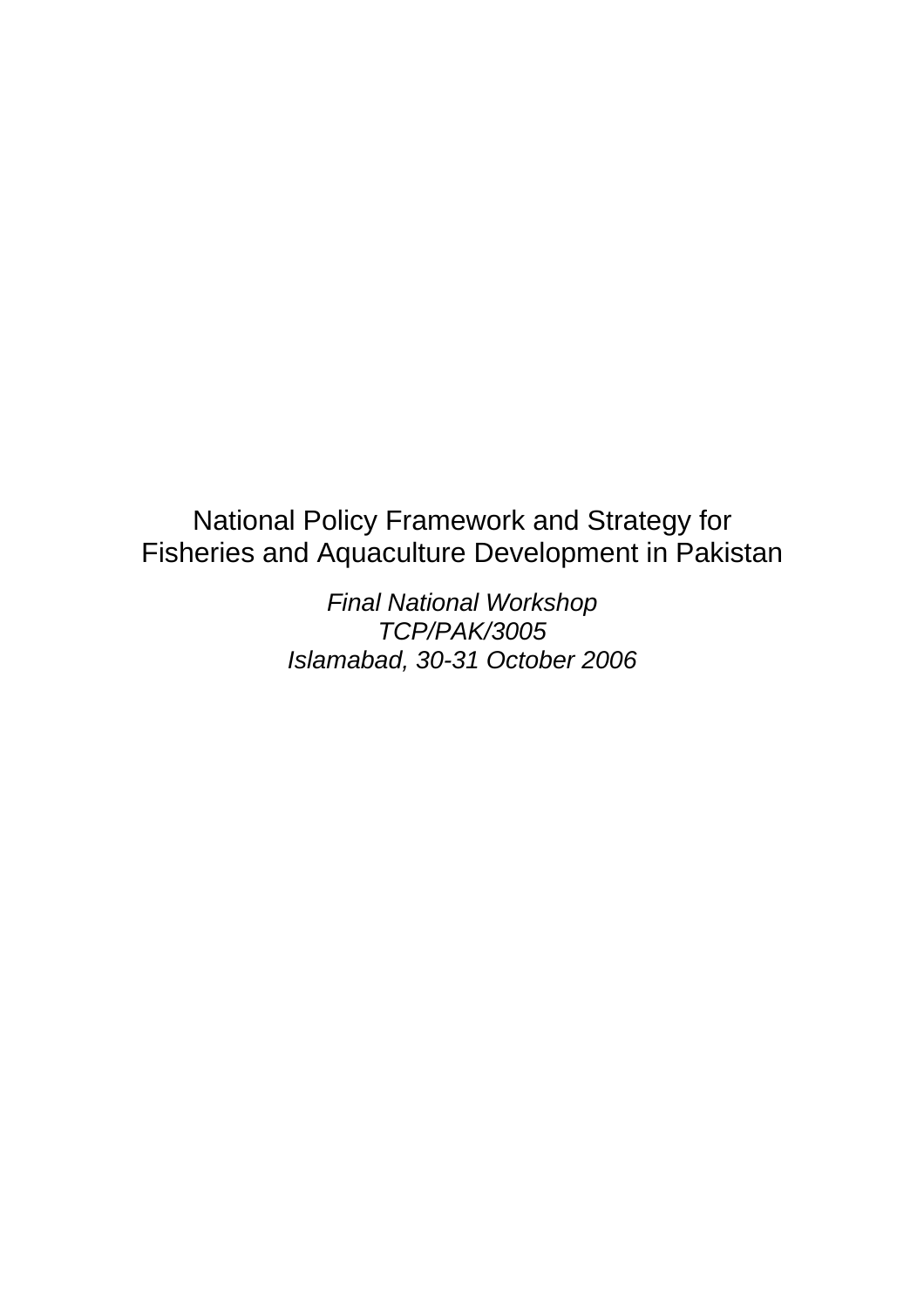# National Policy Framework and Strategy for Fisheries and Aquaculture Development in Pakistan

*Final National Workshop*
*TCP/PAK/3005*
*Islamabad, 30-31 October 2006*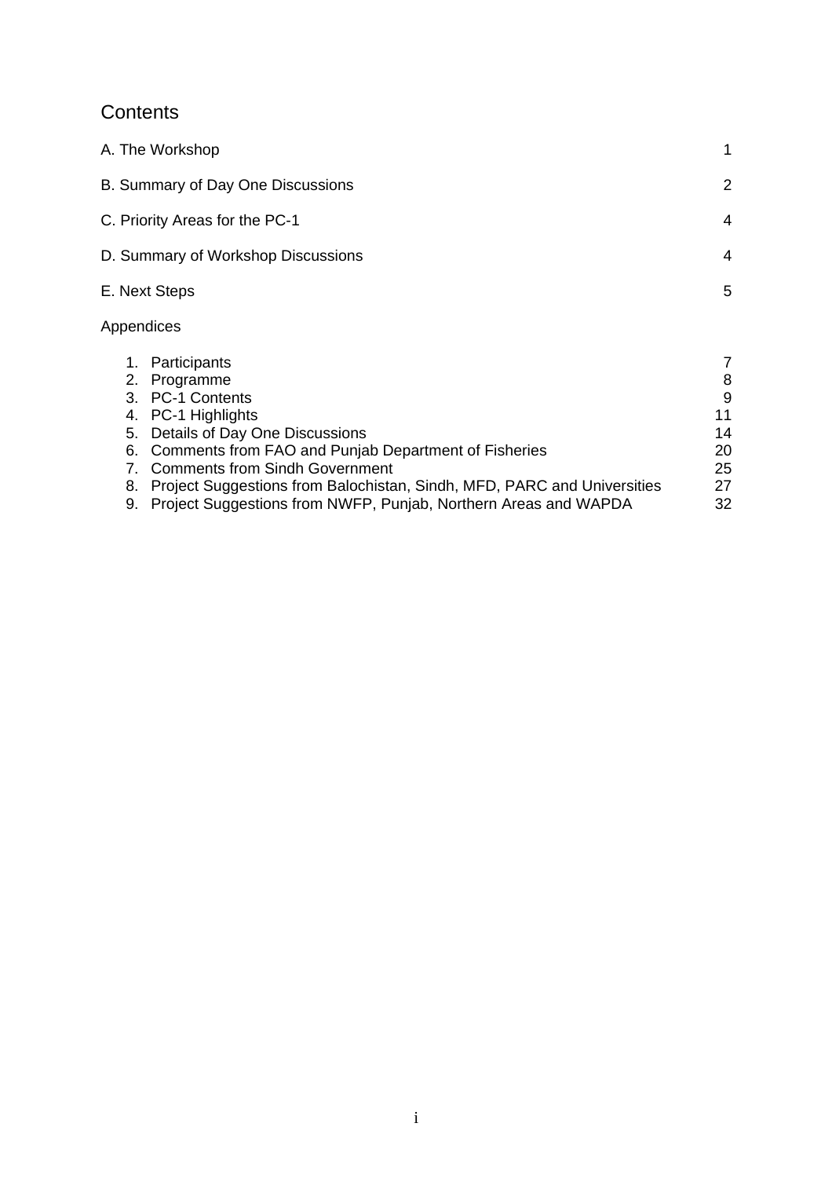# Contents

| | |
|---|---|
| A. The Workshop | 1 |
| B. Summary of Day One Discussions | 2 |
| C. Priority Areas for the PC-1 | 4 |
| D. Summary of Workshop Discussions | 4 |
| E. Next Steps | 5 |

Appendices

| | |
|---|---|
| 1. Participants | 7 |
| 2. Programme | 8 |
| 3. PC-1 Contents | 9 |
| 4. PC-1 Highlights | 11 |
| 5. Details of Day One Discussions | 14 |
| 6. Comments from FAO and Punjab Department of Fisheries | 20 |
| 7. Comments from Sindh Government | 25 |
| 8. Project Suggestions from Balochistan, Sindh, MFD, PARC and Universities | 27 |
| 9. Project Suggestions from NWFP, Punjab, Northern Areas and WAPDA | 32 |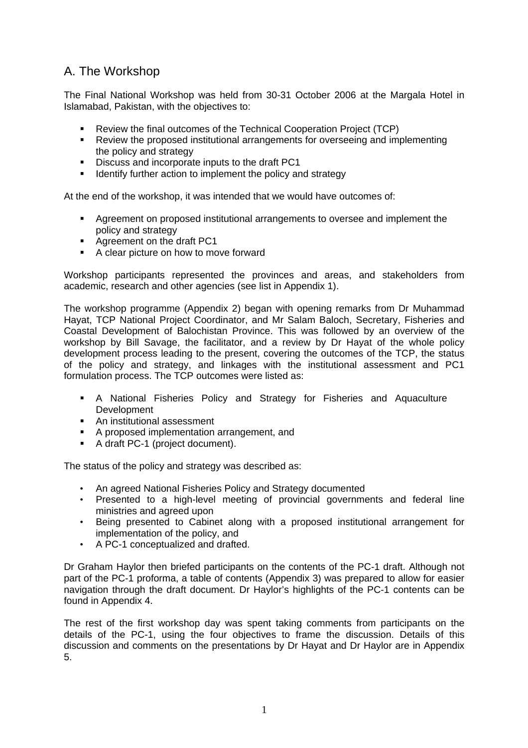## A. The Workshop

The Final National Workshop was held from 30-31 October 2006 at the Margala Hotel in Islamabad, Pakistan, with the objectives to:

- Review the final outcomes of the Technical Cooperation Project (TCP)
- Review the proposed institutional arrangements for overseeing and implementing the policy and strategy
- Discuss and incorporate inputs to the draft PC1
- Identify further action to implement the policy and strategy

At the end of the workshop, it was intended that we would have outcomes of:

- Agreement on proposed institutional arrangements to oversee and implement the policy and strategy
- Agreement on the draft PC1
- A clear picture on how to move forward

Workshop participants represented the provinces and areas, and stakeholders from academic, research and other agencies (see list in Appendix 1).

The workshop programme (Appendix 2) began with opening remarks from Dr Muhammad Hayat, TCP National Project Coordinator, and Mr Salam Baloch, Secretary, Fisheries and Coastal Development of Balochistan Province. This was followed by an overview of the workshop by Bill Savage, the facilitator, and a review by Dr Hayat of the whole policy development process leading to the present, covering the outcomes of the TCP, the status of the policy and strategy, and linkages with the institutional assessment and PC1 formulation process. The TCP outcomes were listed as:

- A National Fisheries Policy and Strategy for Fisheries and Aquaculture Development
- An institutional assessment
- A proposed implementation arrangement, and
- A draft PC-1 (project document).

The status of the policy and strategy was described as:

- An agreed National Fisheries Policy and Strategy documented
- Presented to a high-level meeting of provincial governments and federal line ministries and agreed upon
- Being presented to Cabinet along with a proposed institutional arrangement for implementation of the policy, and
- A PC-1 conceptualized and drafted.

Dr Graham Haylor then briefed participants on the contents of the PC-1 draft. Although not part of the PC-1 proforma, a table of contents (Appendix 3) was prepared to allow for easier navigation through the draft document. Dr Haylor's highlights of the PC-1 contents can be found in Appendix 4.

The rest of the first workshop day was spent taking comments from participants on the details of the PC-1, using the four objectives to frame the discussion. Details of this discussion and comments on the presentations by Dr Hayat and Dr Haylor are in Appendix 5.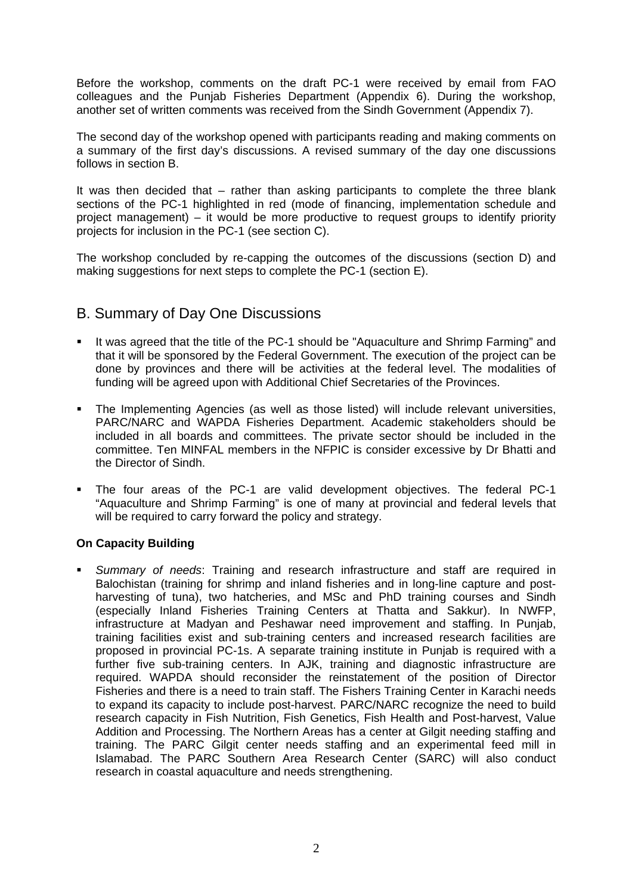Before the workshop, comments on the draft PC-1 were received by email from FAO colleagues and the Punjab Fisheries Department (Appendix 6). During the workshop, another set of written comments was received from the Sindh Government (Appendix 7).

The second day of the workshop opened with participants reading and making comments on a summary of the first day's discussions. A revised summary of the day one discussions follows in section B.

It was then decided that – rather than asking participants to complete the three blank sections of the PC-1 highlighted in red (mode of financing, implementation schedule and project management) – it would be more productive to request groups to identify priority projects for inclusion in the PC-1 (see section C).

The workshop concluded by re-capping the outcomes of the discussions (section D) and making suggestions for next steps to complete the PC-1 (section E).

## B. Summary of Day One Discussions

- It was agreed that the title of the PC-1 should be "Aquaculture and Shrimp Farming" and that it will be sponsored by the Federal Government. The execution of the project can be done by provinces and there will be activities at the federal level. The modalities of funding will be agreed upon with Additional Chief Secretaries of the Provinces.
- The Implementing Agencies (as well as those listed) will include relevant universities, PARC/NARC and WAPDA Fisheries Department. Academic stakeholders should be included in all boards and committees. The private sector should be included in the committee. Ten MINFAL members in the NFPIC is consider excessive by Dr Bhatti and the Director of Sindh.
- The four areas of the PC-1 are valid development objectives. The federal PC-1 "Aquaculture and Shrimp Farming" is one of many at provincial and federal levels that will be required to carry forward the policy and strategy.

**On Capacity Building**

- *Summary of needs*: Training and research infrastructure and staff are required in Balochistan (training for shrimp and inland fisheries and in long-line capture and post-harvesting of tuna), two hatcheries, and MSc and PhD training courses and Sindh (especially Inland Fisheries Training Centers at Thatta and Sakkur). In NWFP, infrastructure at Madyan and Peshawar need improvement and staffing. In Punjab, training facilities exist and sub-training centers and increased research facilities are proposed in provincial PC-1s. A separate training institute in Punjab is required with a further five sub-training centers. In AJK, training and diagnostic infrastructure are required. WAPDA should reconsider the reinstatement of the position of Director Fisheries and there is a need to train staff. The Fishers Training Center in Karachi needs to expand its capacity to include post-harvest. PARC/NARC recognize the need to build research capacity in Fish Nutrition, Fish Genetics, Fish Health and Post-harvest, Value Addition and Processing. The Northern Areas has a center at Gilgit needing staffing and training. The PARC Gilgit center needs staffing and an experimental feed mill in Islamabad. The PARC Southern Area Research Center (SARC) will also conduct research in coastal aquaculture and needs strengthening.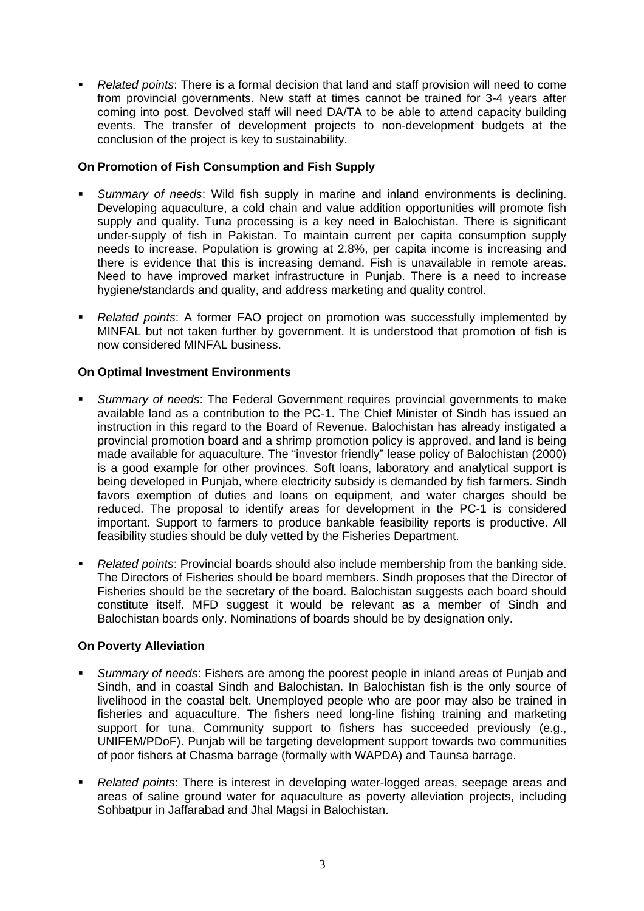- *Related points*: There is a formal decision that land and staff provision will need to come from provincial governments. New staff at times cannot be trained for 3-4 years after coming into post. Devolved staff will need DA/TA to be able to attend capacity building events. The transfer of development projects to non-development budgets at the conclusion of the project is key to sustainability.

**On Promotion of Fish Consumption and Fish Supply**

- *Summary of needs*: Wild fish supply in marine and inland environments is declining. Developing aquaculture, a cold chain and value addition opportunities will promote fish supply and quality. Tuna processing is a key need in Balochistan. There is significant under-supply of fish in Pakistan. To maintain current per capita consumption supply needs to increase. Population is growing at 2.8%, per capita income is increasing and there is evidence that this is increasing demand. Fish is unavailable in remote areas. Need to have improved market infrastructure in Punjab. There is a need to increase hygiene/standards and quality, and address marketing and quality control.

- *Related points*: A former FAO project on promotion was successfully implemented by MINFAL but not taken further by government. It is understood that promotion of fish is now considered MINFAL business.

**On Optimal Investment Environments**

- *Summary of needs*: The Federal Government requires provincial governments to make available land as a contribution to the PC-1. The Chief Minister of Sindh has issued an instruction in this regard to the Board of Revenue. Balochistan has already instigated a provincial promotion board and a shrimp promotion policy is approved, and land is being made available for aquaculture. The "investor friendly" lease policy of Balochistan (2000) is a good example for other provinces. Soft loans, laboratory and analytical support is being developed in Punjab, where electricity subsidy is demanded by fish farmers. Sindh favors exemption of duties and loans on equipment, and water charges should be reduced. The proposal to identify areas for development in the PC-1 is considered important. Support to farmers to produce bankable feasibility reports is productive. All feasibility studies should be duly vetted by the Fisheries Department.

- *Related points*: Provincial boards should also include membership from the banking side. The Directors of Fisheries should be board members. Sindh proposes that the Director of Fisheries should be the secretary of the board. Balochistan suggests each board should constitute itself. MFD suggest it would be relevant as a member of Sindh and Balochistan boards only. Nominations of boards should be by designation only.

**On Poverty Alleviation**

- *Summary of needs*: Fishers are among the poorest people in inland areas of Punjab and Sindh, and in coastal Sindh and Balochistan. In Balochistan fish is the only source of livelihood in the coastal belt. Unemployed people who are poor may also be trained in fisheries and aquaculture. The fishers need long-line fishing training and marketing support for tuna. Community support to fishers has succeeded previously (e.g., UNIFEM/PDoF). Punjab will be targeting development support towards two communities of poor fishers at Chasma barrage (formally with WAPDA) and Taunsa barrage.

- *Related points*: There is interest in developing water-logged areas, seepage areas and areas of saline ground water for aquaculture as poverty alleviation projects, including Sohbatpur in Jaffarabad and Jhal Magsi in Balochistan.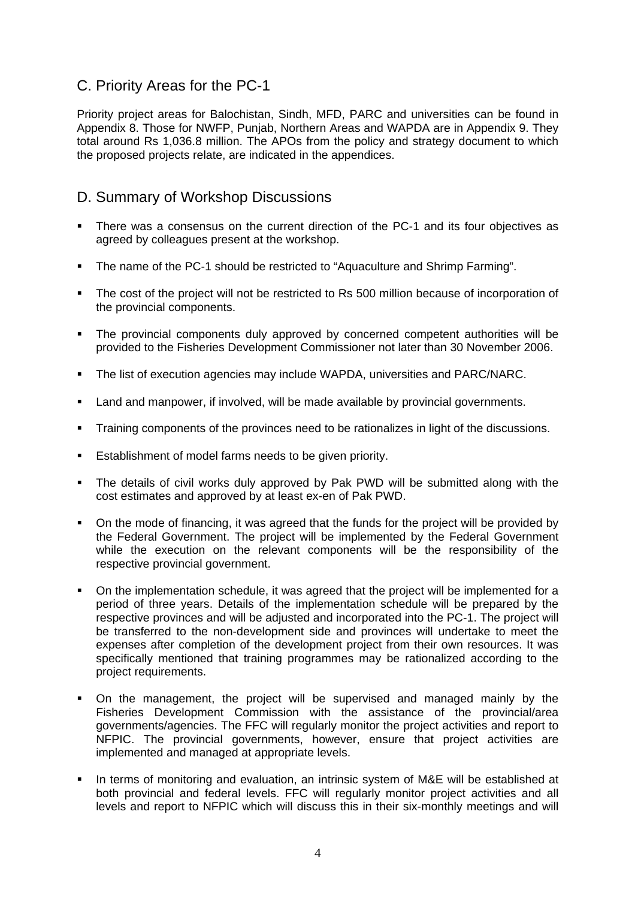## C. Priority Areas for the PC-1

Priority project areas for Balochistan, Sindh, MFD, PARC and universities can be found in Appendix 8. Those for NWFP, Punjab, Northern Areas and WAPDA are in Appendix 9. They total around Rs 1,036.8 million. The APOs from the policy and strategy document to which the proposed projects relate, are indicated in the appendices.

## D. Summary of Workshop Discussions

- There was a consensus on the current direction of the PC-1 and its four objectives as agreed by colleagues present at the workshop.
- The name of the PC-1 should be restricted to "Aquaculture and Shrimp Farming".
- The cost of the project will not be restricted to Rs 500 million because of incorporation of the provincial components.
- The provincial components duly approved by concerned competent authorities will be provided to the Fisheries Development Commissioner not later than 30 November 2006.
- The list of execution agencies may include WAPDA, universities and PARC/NARC.
- Land and manpower, if involved, will be made available by provincial governments.
- Training components of the provinces need to be rationalizes in light of the discussions.
- Establishment of model farms needs to be given priority.
- The details of civil works duly approved by Pak PWD will be submitted along with the cost estimates and approved by at least ex-en of Pak PWD.
- On the mode of financing, it was agreed that the funds for the project will be provided by the Federal Government. The project will be implemented by the Federal Government while the execution on the relevant components will be the responsibility of the respective provincial government.
- On the implementation schedule, it was agreed that the project will be implemented for a period of three years. Details of the implementation schedule will be prepared by the respective provinces and will be adjusted and incorporated into the PC-1. The project will be transferred to the non-development side and provinces will undertake to meet the expenses after completion of the development project from their own resources. It was specifically mentioned that training programmes may be rationalized according to the project requirements.
- On the management, the project will be supervised and managed mainly by the Fisheries Development Commission with the assistance of the provincial/area governments/agencies. The FFC will regularly monitor the project activities and report to NFPIC. The provincial governments, however, ensure that project activities are implemented and managed at appropriate levels.
- In terms of monitoring and evaluation, an intrinsic system of M&E will be established at both provincial and federal levels. FFC will regularly monitor project activities and all levels and report to NFPIC which will discuss this in their six-monthly meetings and will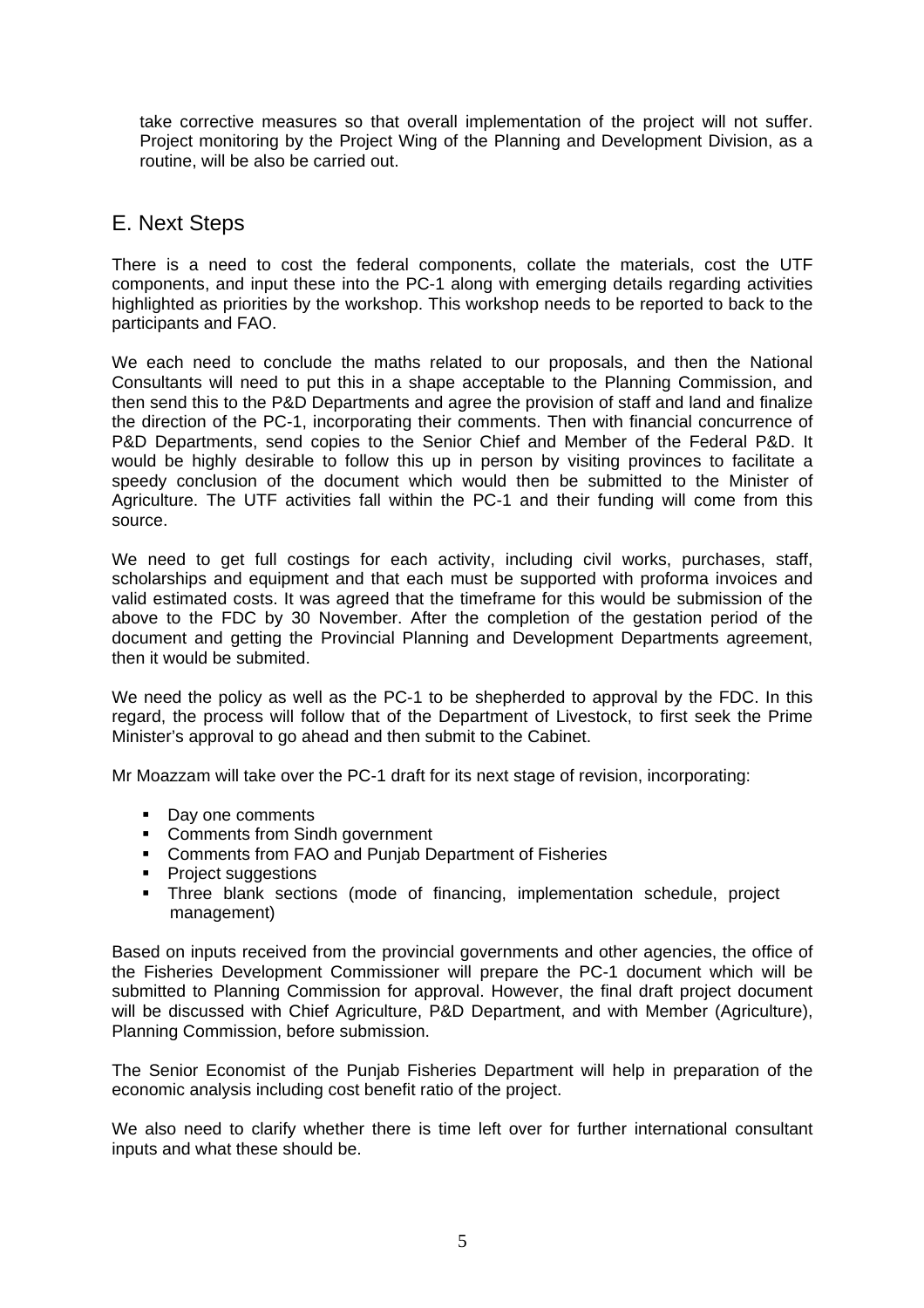take corrective measures so that overall implementation of the project will not suffer. Project monitoring by the Project Wing of the Planning and Development Division, as a routine, will be also be carried out.

## E. Next Steps

There is a need to cost the federal components, collate the materials, cost the UTF components, and input these into the PC-1 along with emerging details regarding activities highlighted as priorities by the workshop. This workshop needs to be reported to back to the participants and FAO.

We each need to conclude the maths related to our proposals, and then the National Consultants will need to put this in a shape acceptable to the Planning Commission, and then send this to the P&D Departments and agree the provision of staff and land and finalize the direction of the PC-1, incorporating their comments. Then with financial concurrence of P&D Departments, send copies to the Senior Chief and Member of the Federal P&D. It would be highly desirable to follow this up in person by visiting provinces to facilitate a speedy conclusion of the document which would then be submitted to the Minister of Agriculture. The UTF activities fall within the PC-1 and their funding will come from this source.

We need to get full costings for each activity, including civil works, purchases, staff, scholarships and equipment and that each must be supported with proforma invoices and valid estimated costs. It was agreed that the timeframe for this would be submission of the above to the FDC by 30 November. After the completion of the gestation period of the document and getting the Provincial Planning and Development Departments agreement, then it would be submited.

We need the policy as well as the PC-1 to be shepherded to approval by the FDC. In this regard, the process will follow that of the Department of Livestock, to first seek the Prime Minister's approval to go ahead and then submit to the Cabinet.

Mr Moazzam will take over the PC-1 draft for its next stage of revision, incorporating:

- Day one comments
- Comments from Sindh government
- Comments from FAO and Punjab Department of Fisheries
- Project suggestions
- Three blank sections (mode of financing, implementation schedule, project management)

Based on inputs received from the provincial governments and other agencies, the office of the Fisheries Development Commissioner will prepare the PC-1 document which will be submitted to Planning Commission for approval. However, the final draft project document will be discussed with Chief Agriculture, P&D Department, and with Member (Agriculture), Planning Commission, before submission.

The Senior Economist of the Punjab Fisheries Department will help in preparation of the economic analysis including cost benefit ratio of the project.

We also need to clarify whether there is time left over for further international consultant inputs and what these should be.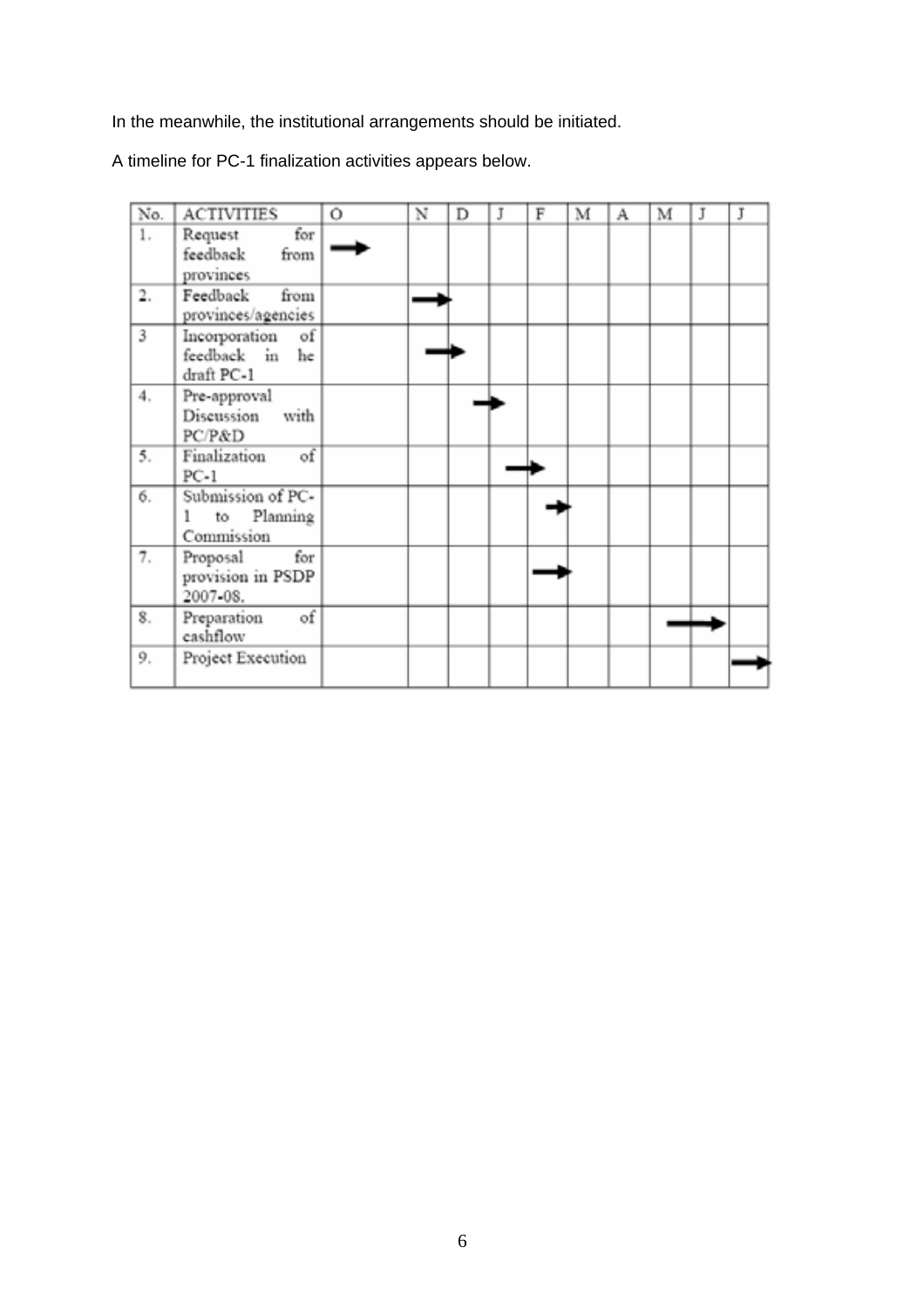In the meanwhile, the institutional arrangements should be initiated.

A timeline for PC-1 finalization activities appears below.

| No. | ACTIVITIES | O | N | D | J | F | M | A | M | J | J |
|---|---|---|---|---|---|---|---|---|---|---|---|
| 1. | Request for feedback from provinces | → | | | | | | | | | |
| 2. | Feedback from provinces/agencies | | → | | | | | | | | |
| 3 | Incorporation of feedback in he draft PC-1 | | → | → | | | | | | | |
| 4. | Pre-approval Discussion with PC/P&D | | | → | → | | | | | | |
| 5. | Finalization of PC-1 | | | | → | → | | | | | |
| 6. | Submission of PC-1 to Planning Commission | | | | | → | | | | | |
| 7. | Proposal for provision in PSDP 2007-08. | | | | | → | | | | | |
| 8. | Preparation of cashflow | | | | | | | | → | → | |
| 9. | Project Execution | | | | | | | | | | → |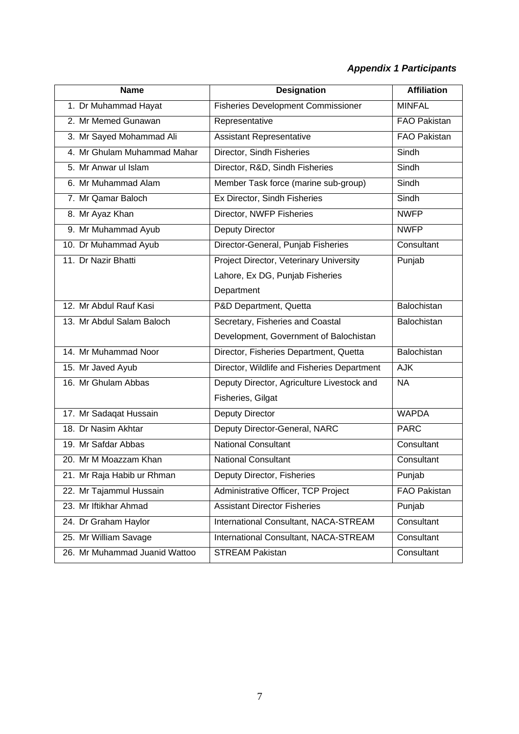***Appendix 1 Participants***

| Name | Designation | Affiliation |
|---|---|---|
| 1. Dr Muhammad Hayat | Fisheries Development Commissioner | MINFAL |
| 2. Mr Memed Gunawan | Representative | FAO Pakistan |
| 3. Mr Sayed Mohammad Ali | Assistant Representative | FAO Pakistan |
| 4. Mr Ghulam Muhammad Mahar | Director, Sindh Fisheries | Sindh |
| 5. Mr Anwar ul Islam | Director, R&D, Sindh Fisheries | Sindh |
| 6. Mr Muhammad Alam | Member Task force (marine sub-group) | Sindh |
| 7. Mr Qamar Baloch | Ex Director, Sindh Fisheries | Sindh |
| 8. Mr Ayaz Khan | Director, NWFP Fisheries | NWFP |
| 9. Mr Muhammad Ayub | Deputy Director | NWFP |
| 10. Dr Muhammad Ayub | Director-General, Punjab Fisheries | Consultant |
| 11. Dr Nazir Bhatti | Project Director, Veterinary University Lahore, Ex DG, Punjab Fisheries Department | Punjab |
| 12. Mr Abdul Rauf Kasi | P&D Department, Quetta | Balochistan |
| 13. Mr Abdul Salam Baloch | Secretary, Fisheries and Coastal Development, Government of Balochistan | Balochistan |
| 14. Mr Muhammad Noor | Director, Fisheries Department, Quetta | Balochistan |
| 15. Mr Javed Ayub | Director, Wildlife and Fisheries Department | AJK |
| 16. Mr Ghulam Abbas | Deputy Director, Agriculture Livestock and Fisheries, Gilgat | NA |
| 17. Mr Sadaqat Hussain | Deputy Director | WAPDA |
| 18. Dr Nasim Akhtar | Deputy Director-General, NARC | PARC |
| 19. Mr Safdar Abbas | National Consultant | Consultant |
| 20. Mr M Moazzam Khan | National Consultant | Consultant |
| 21. Mr Raja Habib ur Rhman | Deputy Director, Fisheries | Punjab |
| 22. Mr Tajammul Hussain | Administrative Officer, TCP Project | FAO Pakistan |
| 23. Mr Iftikhar Ahmad | Assistant Director Fisheries | Punjab |
| 24. Dr Graham Haylor | International Consultant, NACA-STREAM | Consultant |
| 25. Mr William Savage | International Consultant, NACA-STREAM | Consultant |
| 26. Mr Muhammad Juanid Wattoo | STREAM Pakistan | Consultant |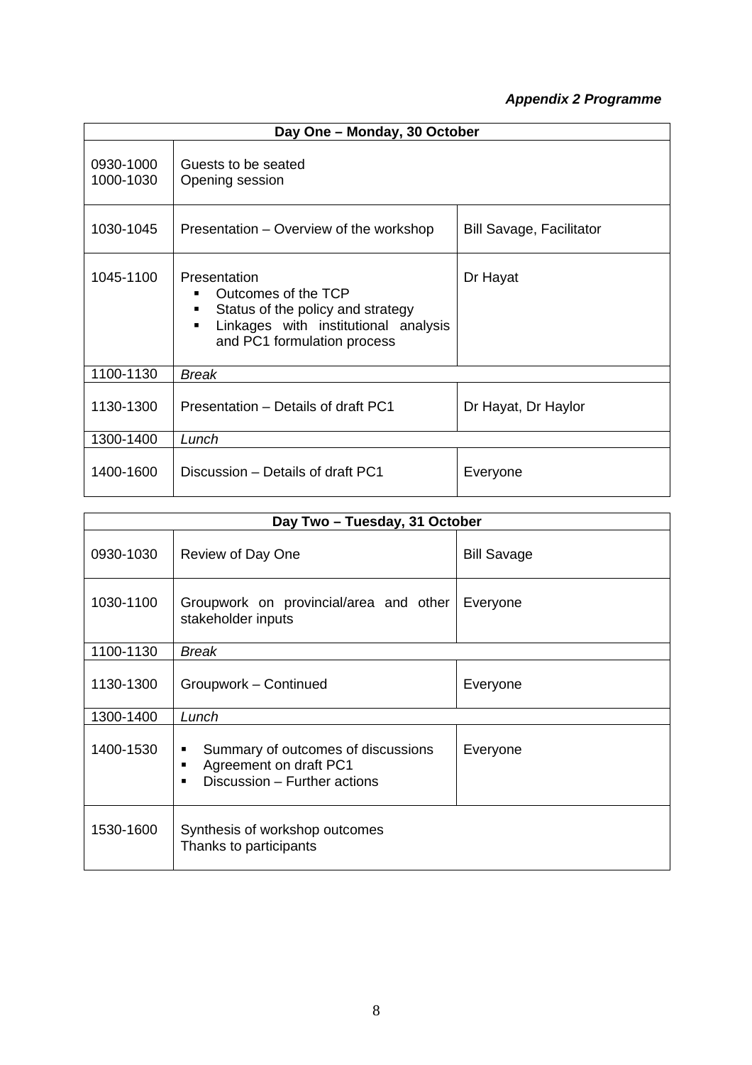***Appendix 2 Programme***

| Day One – Monday, 30 October | | |
|---|---|---|
| 0930-1000<br>1000-1030 | Guests to be seated<br>Opening session | |
| 1030-1045 | Presentation – Overview of the workshop | Bill Savage, Facilitator |
| 1045-1100 | Presentation<br>▪ Outcomes of the TCP<br>▪ Status of the policy and strategy<br>▪ Linkages with institutional analysis and PC1 formulation process | Dr Hayat |
| 1100-1130 | *Break* | |
| 1130-1300 | Presentation – Details of draft PC1 | Dr Hayat, Dr Haylor |
| 1300-1400 | *Lunch* | |
| 1400-1600 | Discussion – Details of draft PC1 | Everyone |

| Day Two – Tuesday, 31 October | | |
|---|---|---|
| 0930-1030 | Review of Day One | Bill Savage |
| 1030-1100 | Groupwork on provincial/area and other stakeholder inputs | Everyone |
| 1100-1130 | *Break* | |
| 1130-1300 | Groupwork – Continued | Everyone |
| 1300-1400 | *Lunch* | |
| 1400-1530 | ▪ Summary of outcomes of discussions<br>▪ Agreement on draft PC1<br>▪ Discussion – Further actions | Everyone |
| 1530-1600 | Synthesis of workshop outcomes<br>Thanks to participants | |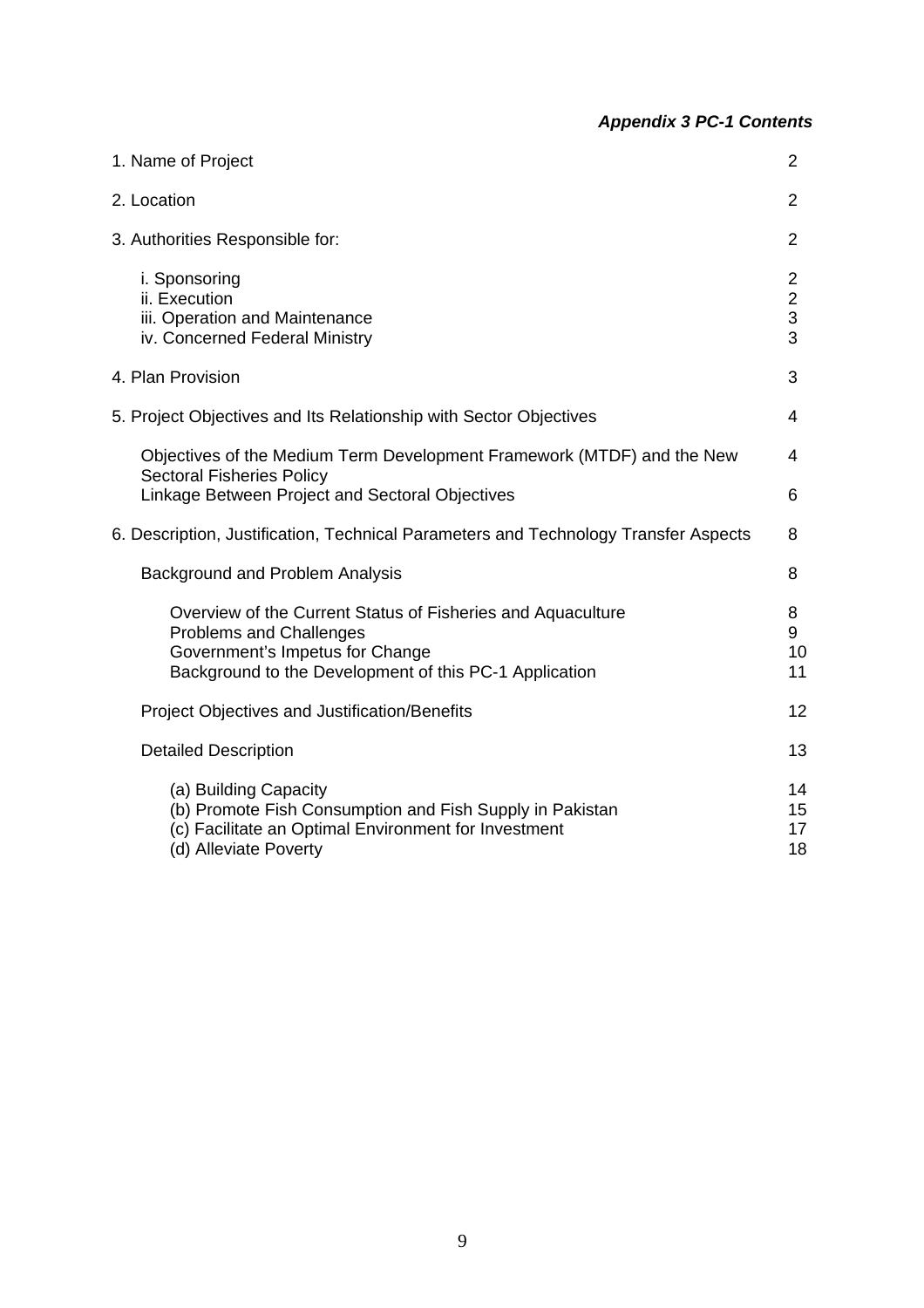***Appendix 3 PC-1 Contents***

| | |
|---|---|
| 1. Name of Project | 2 |
| 2. Location | 2 |
| 3. Authorities Responsible for: | 2 |
| i. Sponsoring | 2 |
| ii. Execution | 2 |
| iii. Operation and Maintenance | 3 |
| iv. Concerned Federal Ministry | 3 |
| 4. Plan Provision | 3 |
| 5. Project Objectives and Its Relationship with Sector Objectives | 4 |
| Objectives of the Medium Term Development Framework (MTDF) and the New Sectoral Fisheries Policy | 4 |
| Linkage Between Project and Sectoral Objectives | 6 |
| 6. Description, Justification, Technical Parameters and Technology Transfer Aspects | 8 |
| Background and Problem Analysis | 8 |
| Overview of the Current Status of Fisheries and Aquaculture | 8 |
| Problems and Challenges | 9 |
| Government's Impetus for Change | 10 |
| Background to the Development of this PC-1 Application | 11 |
| Project Objectives and Justification/Benefits | 12 |
| Detailed Description | 13 |
| (a) Building Capacity | 14 |
| (b) Promote Fish Consumption and Fish Supply in Pakistan | 15 |
| (c) Facilitate an Optimal Environment for Investment | 17 |
| (d) Alleviate Poverty | 18 |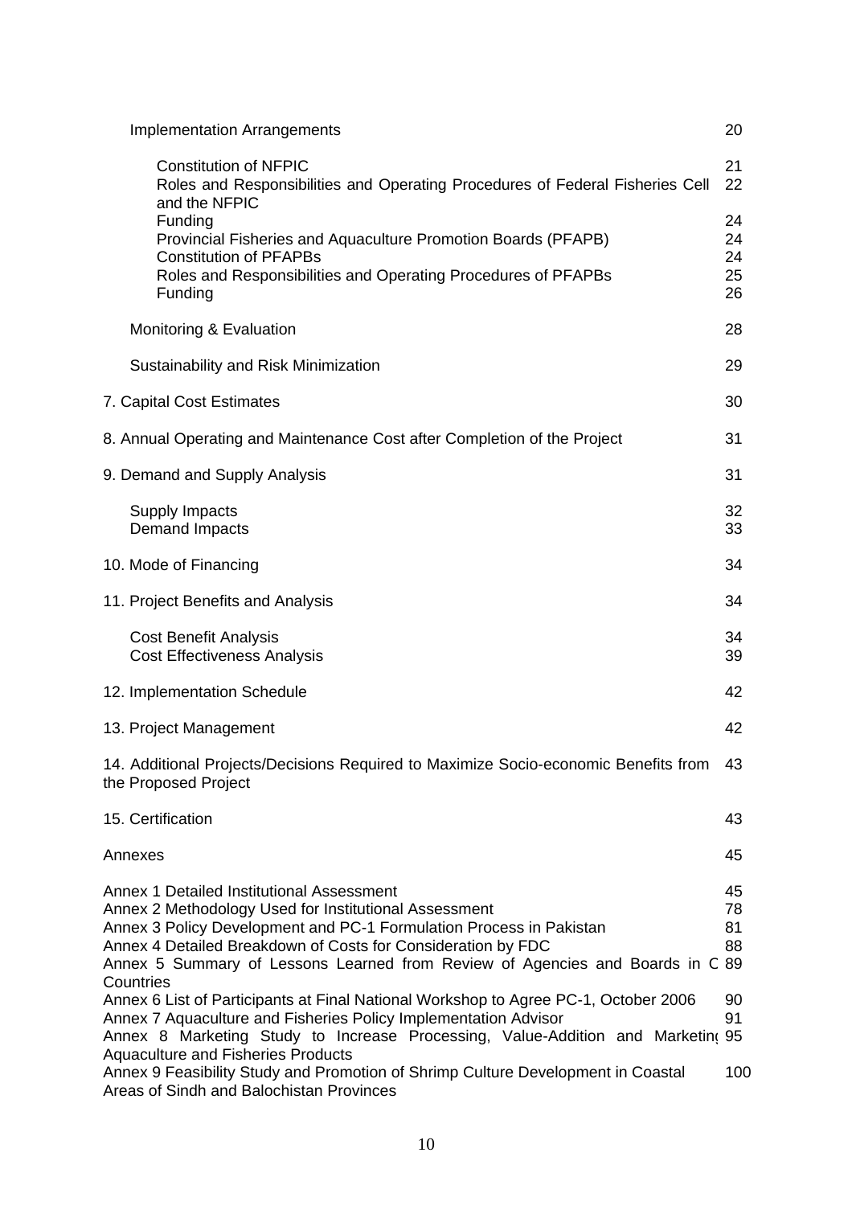| | |
|---|---|
| Implementation Arrangements | 20 |
| Constitution of NFPIC | 21 |
| Roles and Responsibilities and Operating Procedures of Federal Fisheries Cell and the NFPIC | 22 |
| Funding | 24 |
| Provincial Fisheries and Aquaculture Promotion Boards (PFAPB) | 24 |
| Constitution of PFAPBs | 24 |
| Roles and Responsibilities and Operating Procedures of PFAPBs | 25 |
| Funding | 26 |
| Monitoring & Evaluation | 28 |
| Sustainability and Risk Minimization | 29 |
| 7. Capital Cost Estimates | 30 |
| 8. Annual Operating and Maintenance Cost after Completion of the Project | 31 |
| 9. Demand and Supply Analysis | 31 |
| Supply Impacts | 32 |
| Demand Impacts | 33 |
| 10. Mode of Financing | 34 |
| 11. Project Benefits and Analysis | 34 |
| Cost Benefit Analysis | 34 |
| Cost Effectiveness Analysis | 39 |
| 12. Implementation Schedule | 42 |
| 13. Project Management | 42 |
| 14. Additional Projects/Decisions Required to Maximize Socio-economic Benefits from the Proposed Project | 43 |
| 15. Certification | 43 |
| Annexes | 45 |
| Annex 1 Detailed Institutional Assessment | 45 |
| Annex 2 Methodology Used for Institutional Assessment | 78 |
| Annex 3 Policy Development and PC-1 Formulation Process in Pakistan | 81 |
| Annex 4 Detailed Breakdown of Costs for Consideration by FDC | 88 |
| Annex 5 Summary of Lessons Learned from Review of Agencies and Boards in C Countries | 89 |
| Annex 6 List of Participants at Final National Workshop to Agree PC-1, October 2006 | 90 |
| Annex 7 Aquaculture and Fisheries Policy Implementation Advisor | 91 |
| Annex 8 Marketing Study to Increase Processing, Value-Addition and Marketin Aquaculture and Fisheries Products | 95 |
| Annex 9 Feasibility Study and Promotion of Shrimp Culture Development in Coastal Areas of Sindh and Balochistan Provinces | 100 |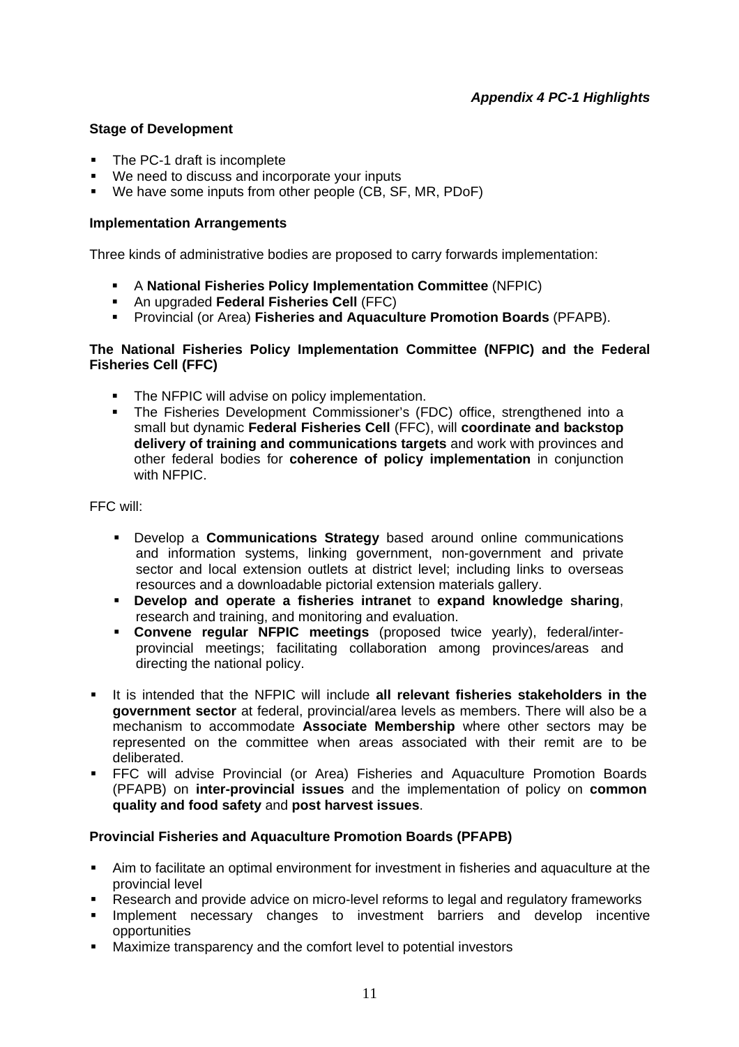*Appendix 4 PC-1 Highlights*

**Stage of Development**

- The PC-1 draft is incomplete
- We need to discuss and incorporate your inputs
- We have some inputs from other people (CB, SF, MR, PDoF)

**Implementation Arrangements**

Three kinds of administrative bodies are proposed to carry forwards implementation:

- A **National Fisheries Policy Implementation Committee** (NFPIC)
- An upgraded **Federal Fisheries Cell** (FFC)
- Provincial (or Area) **Fisheries and Aquaculture Promotion Boards** (PFAPB).

**The National Fisheries Policy Implementation Committee (NFPIC) and the Federal Fisheries Cell (FFC)**

- The NFPIC will advise on policy implementation.
- The Fisheries Development Commissioner's (FDC) office, strengthened into a small but dynamic **Federal Fisheries Cell** (FFC), will **coordinate and backstop delivery of training and communications targets** and work with provinces and other federal bodies for **coherence of policy implementation** in conjunction with NFPIC.

FFC will:

- Develop a **Communications Strategy** based around online communications and information systems, linking government, non-government and private sector and local extension outlets at district level; including links to overseas resources and a downloadable pictorial extension materials gallery.
- **Develop and operate a fisheries intranet** to **expand knowledge sharing**, research and training, and monitoring and evaluation.
- **Convene regular NFPIC meetings** (proposed twice yearly), federal/inter-provincial meetings; facilitating collaboration among provinces/areas and directing the national policy.

- It is intended that the NFPIC will include **all relevant fisheries stakeholders in the government sector** at federal, provincial/area levels as members. There will also be a mechanism to accommodate **Associate Membership** where other sectors may be represented on the committee when areas associated with their remit are to be deliberated.
- FFC will advise Provincial (or Area) Fisheries and Aquaculture Promotion Boards (PFAPB) on **inter-provincial issues** and the implementation of policy on **common quality and food safety** and **post harvest issues**.

**Provincial Fisheries and Aquaculture Promotion Boards (PFAPB)**

- Aim to facilitate an optimal environment for investment in fisheries and aquaculture at the provincial level
- Research and provide advice on micro-level reforms to legal and regulatory frameworks
- Implement necessary changes to investment barriers and develop incentive opportunities
- Maximize transparency and the comfort level to potential investors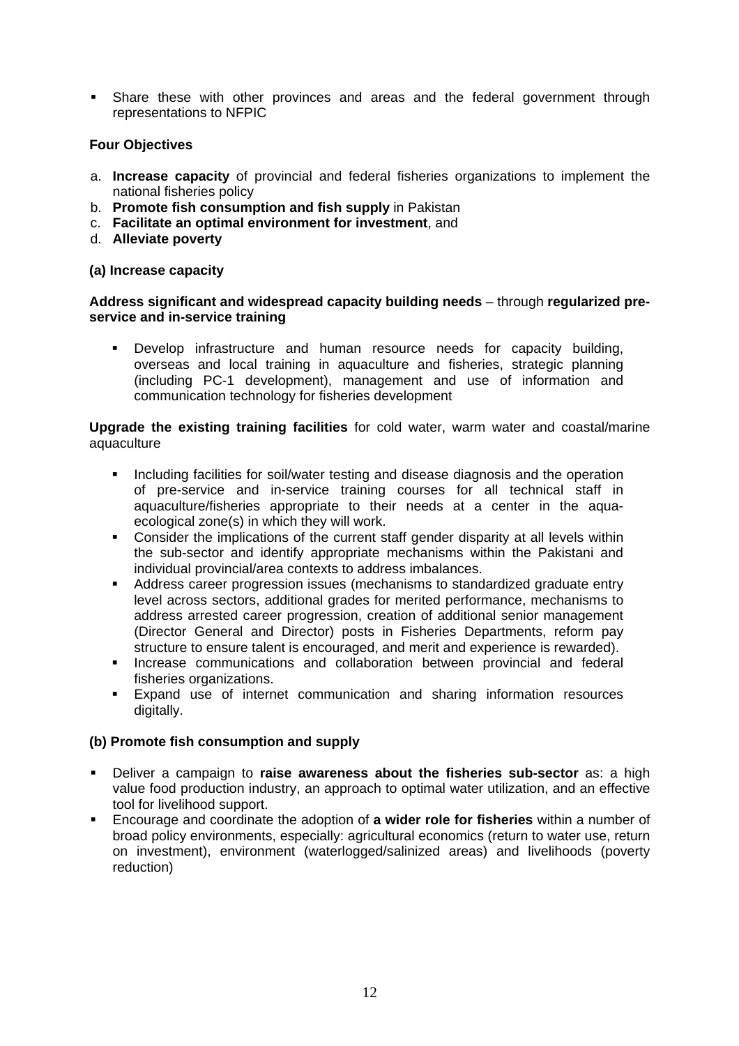- Share these with other provinces and areas and the federal government through representations to NFPIC

**Four Objectives**

a. **Increase capacity** of provincial and federal fisheries organizations to implement the national fisheries policy
b. **Promote fish consumption and fish supply** in Pakistan
c. **Facilitate an optimal environment for investment**, and
d. **Alleviate poverty**

**(a) Increase capacity**

**Address significant and widespread capacity building needs** – through **regularized pre-service and in-service training**

- Develop infrastructure and human resource needs for capacity building, overseas and local training in aquaculture and fisheries, strategic planning (including PC-1 development), management and use of information and communication technology for fisheries development

**Upgrade the existing training facilities** for cold water, warm water and coastal/marine aquaculture

- Including facilities for soil/water testing and disease diagnosis and the operation of pre-service and in-service training courses for all technical staff in aquaculture/fisheries appropriate to their needs at a center in the aqua-ecological zone(s) in which they will work.
- Consider the implications of the current staff gender disparity at all levels within the sub-sector and identify appropriate mechanisms within the Pakistani and individual provincial/area contexts to address imbalances.
- Address career progression issues (mechanisms to standardized graduate entry level across sectors, additional grades for merited performance, mechanisms to address arrested career progression, creation of additional senior management (Director General and Director) posts in Fisheries Departments, reform pay structure to ensure talent is encouraged, and merit and experience is rewarded).
- Increase communications and collaboration between provincial and federal fisheries organizations.
- Expand use of internet communication and sharing information resources digitally.

**(b) Promote fish consumption and supply**

- Deliver a campaign to **raise awareness about the fisheries sub-sector** as: a high value food production industry, an approach to optimal water utilization, and an effective tool for livelihood support.
- Encourage and coordinate the adoption of **a wider role for fisheries** within a number of broad policy environments, especially: agricultural economics (return to water use, return on investment), environment (waterlogged/salinized areas) and livelihoods (poverty reduction)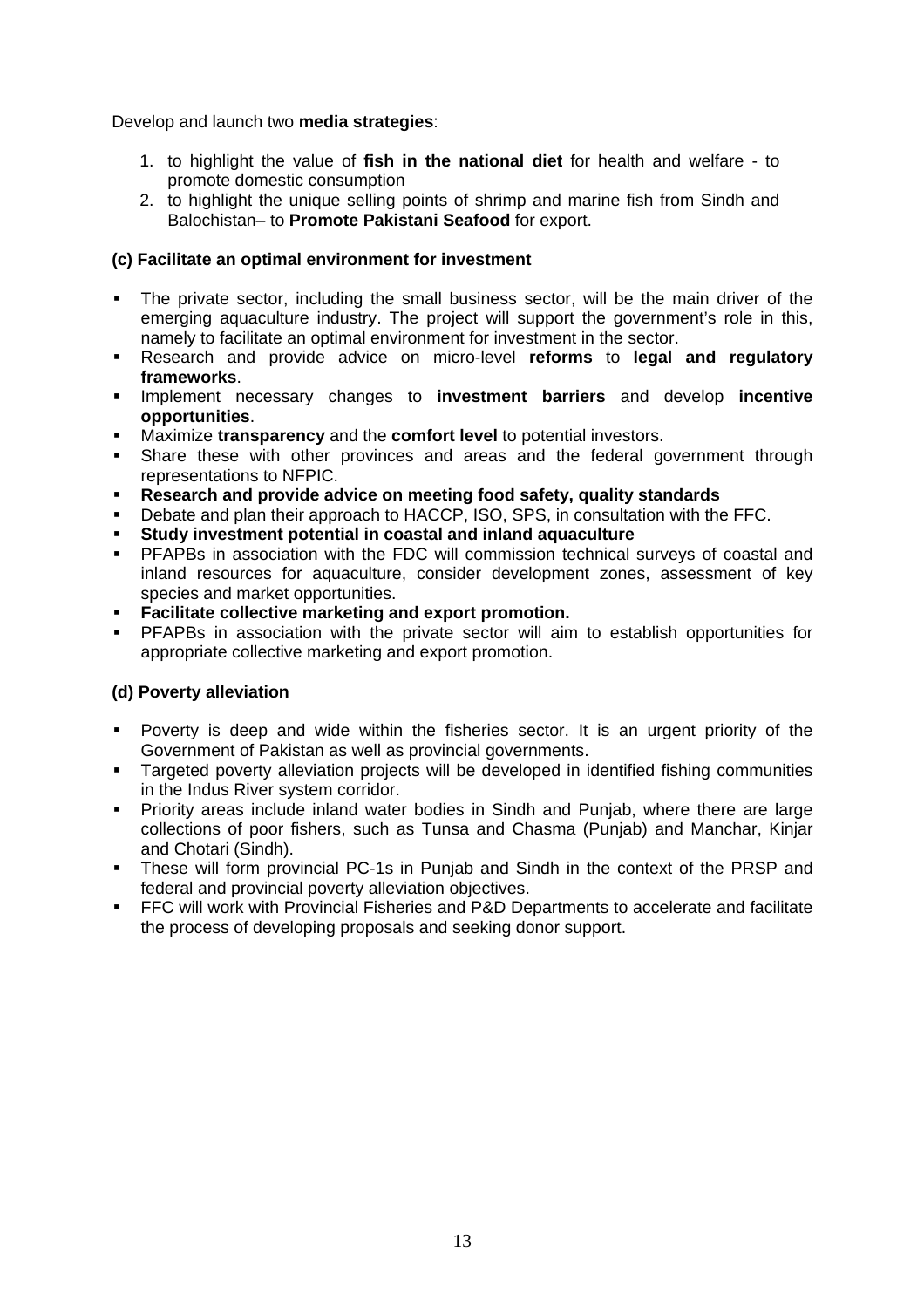Develop and launch two **media strategies**:

1. to highlight the value of **fish in the national diet** for health and welfare - to promote domestic consumption
2. to highlight the unique selling points of shrimp and marine fish from Sindh and Balochistan– to **Promote Pakistani Seafood** for export.

**(c) Facilitate an optimal environment for investment**

- The private sector, including the small business sector, will be the main driver of the emerging aquaculture industry. The project will support the government's role in this, namely to facilitate an optimal environment for investment in the sector.
- Research and provide advice on micro-level **reforms** to **legal and regulatory frameworks**.
- Implement necessary changes to **investment barriers** and develop **incentive opportunities**.
- Maximize **transparency** and the **comfort level** to potential investors.
- Share these with other provinces and areas and the federal government through representations to NFPIC.
- **Research and provide advice on meeting food safety, quality standards**
- Debate and plan their approach to HACCP, ISO, SPS, in consultation with the FFC.
- **Study investment potential in coastal and inland aquaculture**
- PFAPBs in association with the FDC will commission technical surveys of coastal and inland resources for aquaculture, consider development zones, assessment of key species and market opportunities.
- **Facilitate collective marketing and export promotion.**
- PFAPBs in association with the private sector will aim to establish opportunities for appropriate collective marketing and export promotion.

**(d) Poverty alleviation**

- Poverty is deep and wide within the fisheries sector. It is an urgent priority of the Government of Pakistan as well as provincial governments.
- Targeted poverty alleviation projects will be developed in identified fishing communities in the Indus River system corridor.
- Priority areas include inland water bodies in Sindh and Punjab, where there are large collections of poor fishers, such as Tunsa and Chasma (Punjab) and Manchar, Kinjar and Chotari (Sindh).
- These will form provincial PC-1s in Punjab and Sindh in the context of the PRSP and federal and provincial poverty alleviation objectives.
- FFC will work with Provincial Fisheries and P&D Departments to accelerate and facilitate the process of developing proposals and seeking donor support.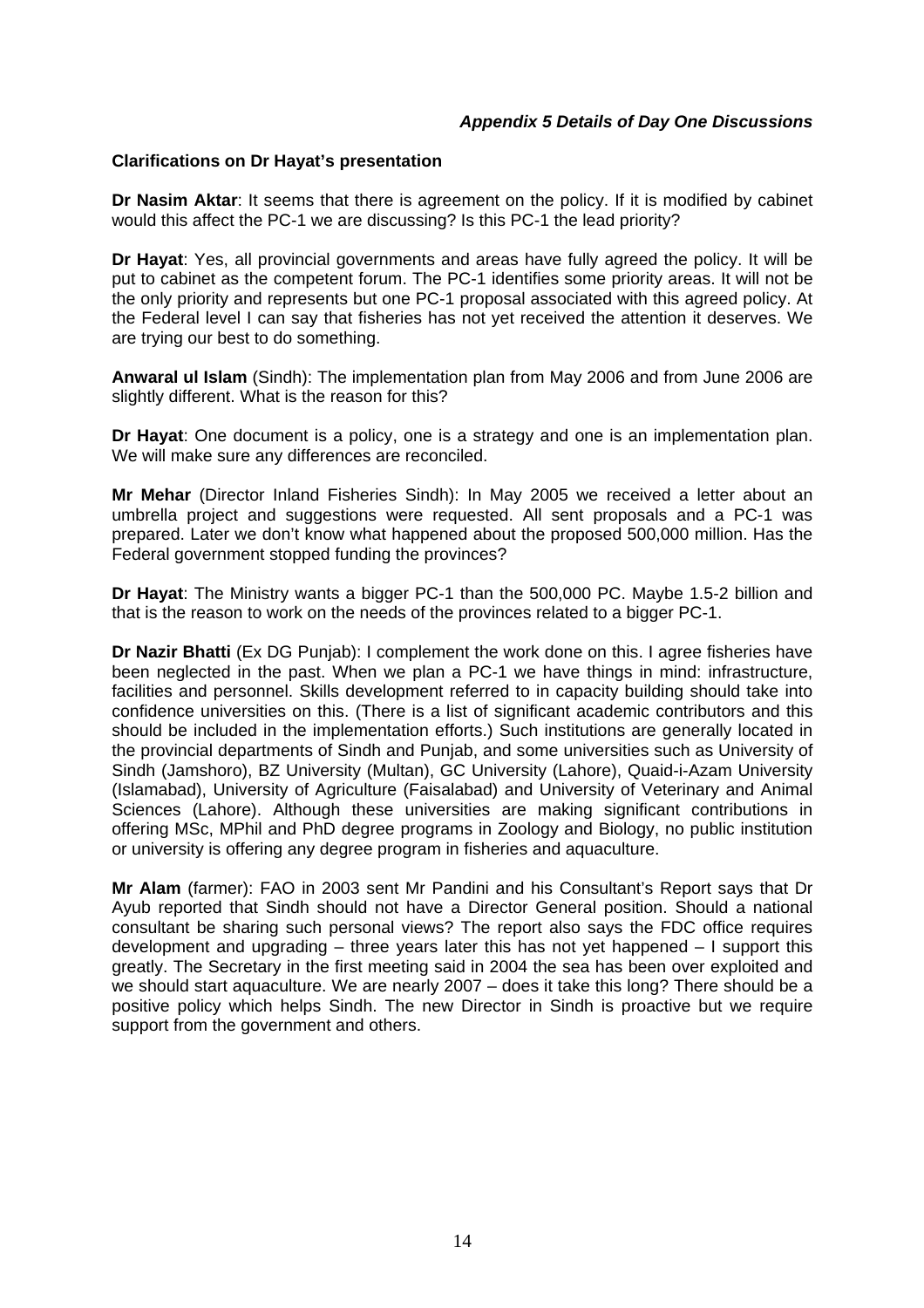*Appendix 5 Details of Day One Discussions*

**Clarifications on Dr Hayat's presentation**

**Dr Nasim Aktar**: It seems that there is agreement on the policy. If it is modified by cabinet would this affect the PC-1 we are discussing? Is this PC-1 the lead priority?

**Dr Hayat**: Yes, all provincial governments and areas have fully agreed the policy. It will be put to cabinet as the competent forum. The PC-1 identifies some priority areas. It will not be the only priority and represents but one PC-1 proposal associated with this agreed policy. At the Federal level I can say that fisheries has not yet received the attention it deserves. We are trying our best to do something.

**Anwaral ul Islam** (Sindh): The implementation plan from May 2006 and from June 2006 are slightly different. What is the reason for this?

**Dr Hayat**: One document is a policy, one is a strategy and one is an implementation plan. We will make sure any differences are reconciled.

**Mr Mehar** (Director Inland Fisheries Sindh): In May 2005 we received a letter about an umbrella project and suggestions were requested. All sent proposals and a PC-1 was prepared. Later we don't know what happened about the proposed 500,000 million. Has the Federal government stopped funding the provinces?

**Dr Hayat**: The Ministry wants a bigger PC-1 than the 500,000 PC. Maybe 1.5-2 billion and that is the reason to work on the needs of the provinces related to a bigger PC-1.

**Dr Nazir Bhatti** (Ex DG Punjab): I complement the work done on this. I agree fisheries have been neglected in the past. When we plan a PC-1 we have things in mind: infrastructure, facilities and personnel. Skills development referred to in capacity building should take into confidence universities on this. (There is a list of significant academic contributors and this should be included in the implementation efforts.) Such institutions are generally located in the provincial departments of Sindh and Punjab, and some universities such as University of Sindh (Jamshoro), BZ University (Multan), GC University (Lahore), Quaid-i-Azam University (Islamabad), University of Agriculture (Faisalabad) and University of Veterinary and Animal Sciences (Lahore). Although these universities are making significant contributions in offering MSc, MPhil and PhD degree programs in Zoology and Biology, no public institution or university is offering any degree program in fisheries and aquaculture.

**Mr Alam** (farmer): FAO in 2003 sent Mr Pandini and his Consultant's Report says that Dr Ayub reported that Sindh should not have a Director General position. Should a national consultant be sharing such personal views? The report also says the FDC office requires development and upgrading – three years later this has not yet happened – I support this greatly. The Secretary in the first meeting said in 2004 the sea has been over exploited and we should start aquaculture. We are nearly 2007 – does it take this long? There should be a positive policy which helps Sindh. The new Director in Sindh is proactive but we require support from the government and others.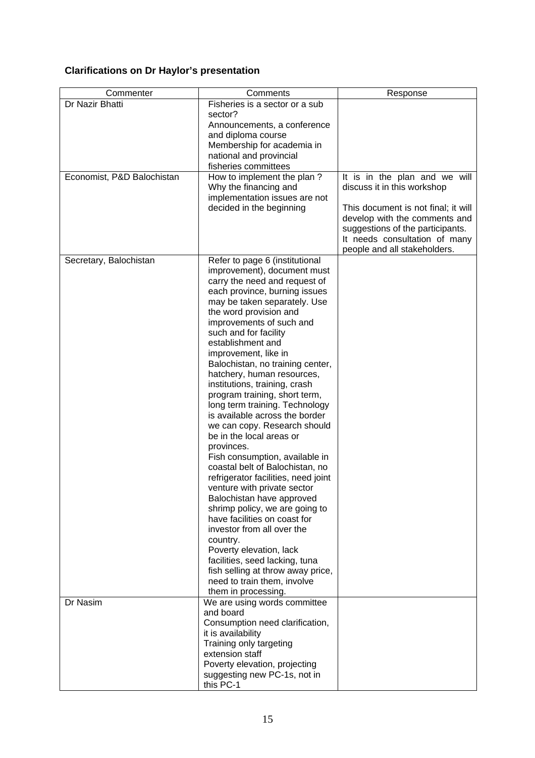**Clarifications on Dr Haylor's presentation**

| Commenter | Comments | Response |
|---|---|---|
| Dr Nazir Bhatti | Fisheries is a sector or a sub sector?<br>Announcements, a conference and diploma course<br>Membership for academia in national and provincial fisheries committees | |
| Economist, P&D Balochistan | How to implement the plan ?<br>Why the financing and implementation issues are not decided in the beginning | It is in the plan and we will discuss it in this workshop<br><br>This document is not final; it will develop with the comments and suggestions of the participants. It needs consultation of many people and all stakeholders. |
| Secretary, Balochistan | Refer to page 6 (institutional improvement), document must carry the need and request of each province, burning issues may be taken separately. Use the word provision and improvements of such and such and for facility establishment and improvement, like in Balochistan, no training center, hatchery, human resources, institutions, training, crash program training, short term, long term training. Technology is available across the border we can copy. Research should be in the local areas or provinces.<br>Fish consumption, available in coastal belt of Balochistan, no refrigerator facilities, need joint venture with private sector Balochistan have approved shrimp policy, we are going to have facilities on coast for investor from all over the country.<br>Poverty elevation, lack facilities, seed lacking, tuna fish selling at throw away price, need to train them, involve them in processing. | |
| Dr Nasim | We are using words committee and board<br>Consumption need clarification, it is availability<br>Training only targeting extension staff<br>Poverty elevation, projecting suggesting new PC-1s, not in this PC-1 | |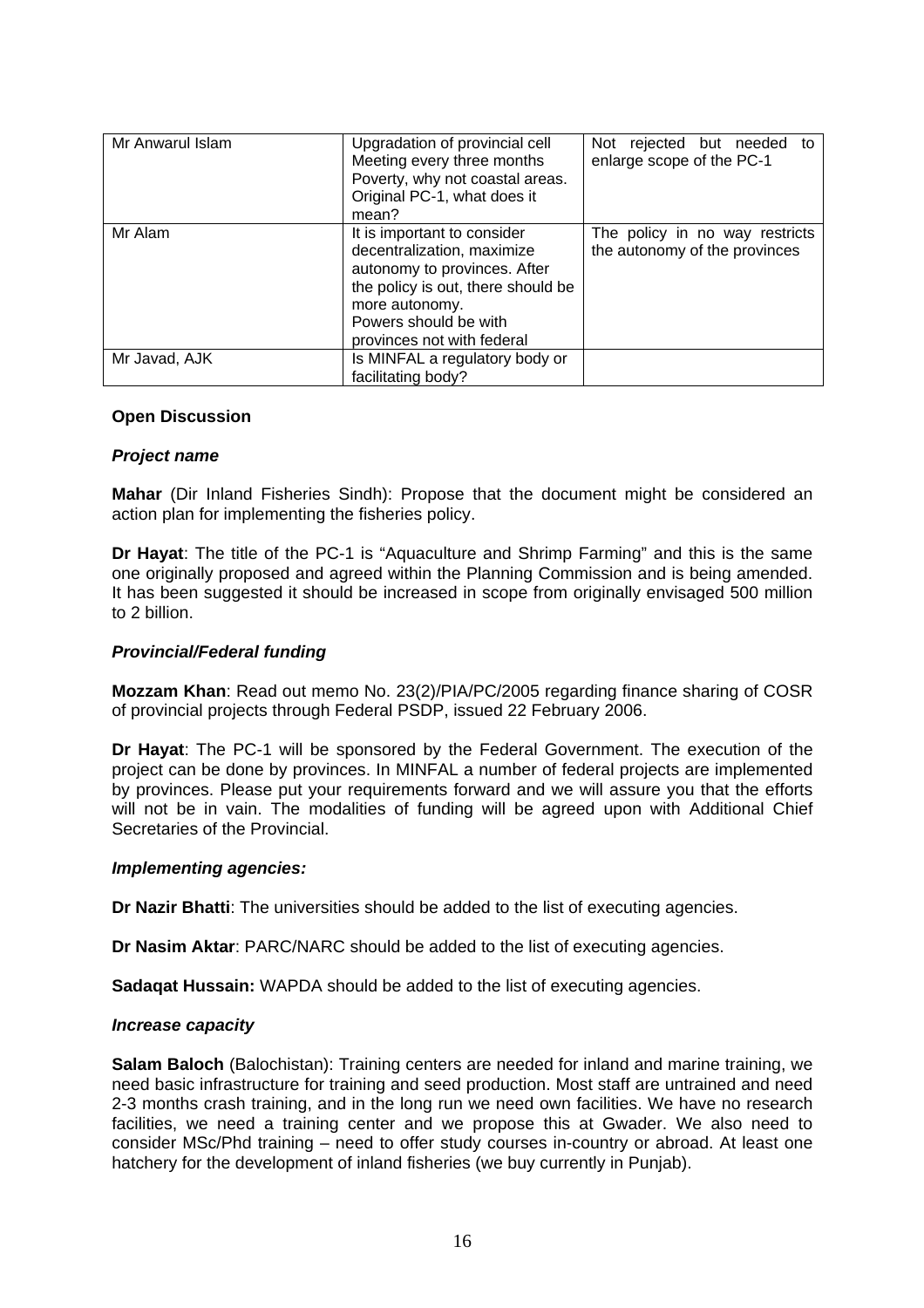| | | |
|---|---|---|
| Mr Anwarul Islam | Upgradation of provincial cell<br>Meeting every three months<br>Poverty, why not coastal areas.<br>Original PC-1, what does it mean? | Not rejected but needed to enlarge scope of the PC-1 |
| Mr Alam | It is important to consider decentralization, maximize autonomy to provinces. After the policy is out, there should be more autonomy.<br>Powers should be with provinces not with federal | The policy in no way restricts the autonomy of the provinces |
| Mr Javad, AJK | Is MINFAL a regulatory body or facilitating body? | |

**Open Discussion**

***Project name***

**Mahar** (Dir Inland Fisheries Sindh): Propose that the document might be considered an action plan for implementing the fisheries policy.

**Dr Hayat**: The title of the PC-1 is "Aquaculture and Shrimp Farming" and this is the same one originally proposed and agreed within the Planning Commission and is being amended. It has been suggested it should be increased in scope from originally envisaged 500 million to 2 billion.

***Provincial/Federal funding***

**Mozzam Khan**: Read out memo No. 23(2)/PIA/PC/2005 regarding finance sharing of COSR of provincial projects through Federal PSDP, issued 22 February 2006.

**Dr Hayat**: The PC-1 will be sponsored by the Federal Government. The execution of the project can be done by provinces. In MINFAL a number of federal projects are implemented by provinces. Please put your requirements forward and we will assure you that the efforts will not be in vain. The modalities of funding will be agreed upon with Additional Chief Secretaries of the Provincial.

***Implementing agencies:***

**Dr Nazir Bhatti**: The universities should be added to the list of executing agencies.

**Dr Nasim Aktar**: PARC/NARC should be added to the list of executing agencies.

**Sadaqat Hussain:** WAPDA should be added to the list of executing agencies.

***Increase capacity***

**Salam Baloch** (Balochistan): Training centers are needed for inland and marine training, we need basic infrastructure for training and seed production. Most staff are untrained and need 2-3 months crash training, and in the long run we need own facilities. We have no research facilities, we need a training center and we propose this at Gwader. We also need to consider MSc/Phd training – need to offer study courses in-country or abroad. At least one hatchery for the development of inland fisheries (we buy currently in Punjab).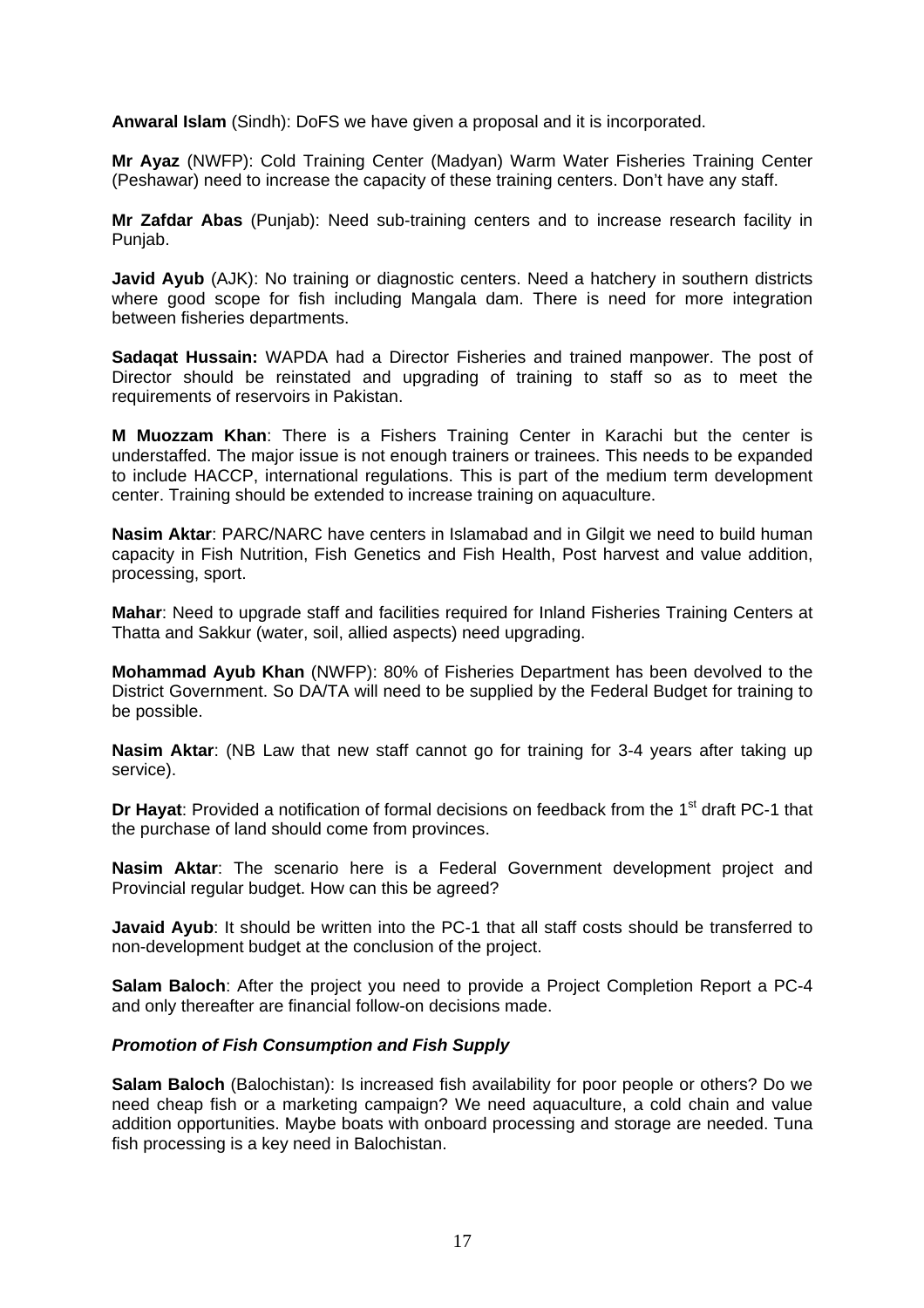**Anwaral Islam** (Sindh): DoFS we have given a proposal and it is incorporated.

**Mr Ayaz** (NWFP): Cold Training Center (Madyan) Warm Water Fisheries Training Center (Peshawar) need to increase the capacity of these training centers. Don't have any staff.

**Mr Zafdar Abas** (Punjab): Need sub-training centers and to increase research facility in Punjab.

**Javid Ayub** (AJK): No training or diagnostic centers. Need a hatchery in southern districts where good scope for fish including Mangala dam. There is need for more integration between fisheries departments.

**Sadaqat Hussain:** WAPDA had a Director Fisheries and trained manpower. The post of Director should be reinstated and upgrading of training to staff so as to meet the requirements of reservoirs in Pakistan.

**M Muozzam Khan**: There is a Fishers Training Center in Karachi but the center is understaffed. The major issue is not enough trainers or trainees. This needs to be expanded to include HACCP, international regulations. This is part of the medium term development center. Training should be extended to increase training on aquaculture.

**Nasim Aktar**: PARC/NARC have centers in Islamabad and in Gilgit we need to build human capacity in Fish Nutrition, Fish Genetics and Fish Health, Post harvest and value addition, processing, sport.

**Mahar**: Need to upgrade staff and facilities required for Inland Fisheries Training Centers at Thatta and Sakkur (water, soil, allied aspects) need upgrading.

**Mohammad Ayub Khan** (NWFP): 80% of Fisheries Department has been devolved to the District Government. So DA/TA will need to be supplied by the Federal Budget for training to be possible.

**Nasim Aktar**: (NB Law that new staff cannot go for training for 3-4 years after taking up service).

**Dr Hayat**: Provided a notification of formal decisions on feedback from the 1st draft PC-1 that the purchase of land should come from provinces.

**Nasim Aktar**: The scenario here is a Federal Government development project and Provincial regular budget. How can this be agreed?

**Javaid Ayub**: It should be written into the PC-1 that all staff costs should be transferred to non-development budget at the conclusion of the project.

**Salam Baloch**: After the project you need to provide a Project Completion Report a PC-4 and only thereafter are financial follow-on decisions made.

***Promotion of Fish Consumption and Fish Supply***

**Salam Baloch** (Balochistan): Is increased fish availability for poor people or others? Do we need cheap fish or a marketing campaign? We need aquaculture, a cold chain and value addition opportunities. Maybe boats with onboard processing and storage are needed. Tuna fish processing is a key need in Balochistan.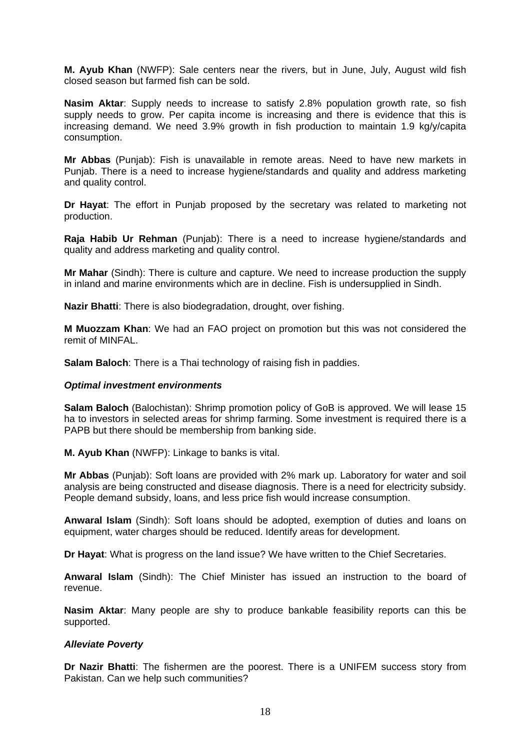**M. Ayub Khan** (NWFP): Sale centers near the rivers, but in June, July, August wild fish closed season but farmed fish can be sold.

**Nasim Aktar**: Supply needs to increase to satisfy 2.8% population growth rate, so fish supply needs to grow. Per capita income is increasing and there is evidence that this is increasing demand. We need 3.9% growth in fish production to maintain 1.9 kg/y/capita consumption.

**Mr Abbas** (Punjab): Fish is unavailable in remote areas. Need to have new markets in Punjab. There is a need to increase hygiene/standards and quality and address marketing and quality control.

**Dr Hayat**: The effort in Punjab proposed by the secretary was related to marketing not production.

**Raja Habib Ur Rehman** (Punjab): There is a need to increase hygiene/standards and quality and address marketing and quality control.

**Mr Mahar** (Sindh): There is culture and capture. We need to increase production the supply in inland and marine environments which are in decline. Fish is undersupplied in Sindh.

**Nazir Bhatti**: There is also biodegradation, drought, over fishing.

**M Muozzam Khan**: We had an FAO project on promotion but this was not considered the remit of MINFAL.

**Salam Baloch**: There is a Thai technology of raising fish in paddies.

***Optimal investment environments***

**Salam Baloch** (Balochistan): Shrimp promotion policy of GoB is approved. We will lease 15 ha to investors in selected areas for shrimp farming. Some investment is required there is a PAPB but there should be membership from banking side.

**M. Ayub Khan** (NWFP): Linkage to banks is vital.

**Mr Abbas** (Punjab): Soft loans are provided with 2% mark up. Laboratory for water and soil analysis are being constructed and disease diagnosis. There is a need for electricity subsidy. People demand subsidy, loans, and less price fish would increase consumption.

**Anwaral Islam** (Sindh): Soft loans should be adopted, exemption of duties and loans on equipment, water charges should be reduced. Identify areas for development.

**Dr Hayat**: What is progress on the land issue? We have written to the Chief Secretaries.

**Anwaral Islam** (Sindh): The Chief Minister has issued an instruction to the board of revenue.

**Nasim Aktar**: Many people are shy to produce bankable feasibility reports can this be supported.

***Alleviate Poverty***

**Dr Nazir Bhatti**: The fishermen are the poorest. There is a UNIFEM success story from Pakistan. Can we help such communities?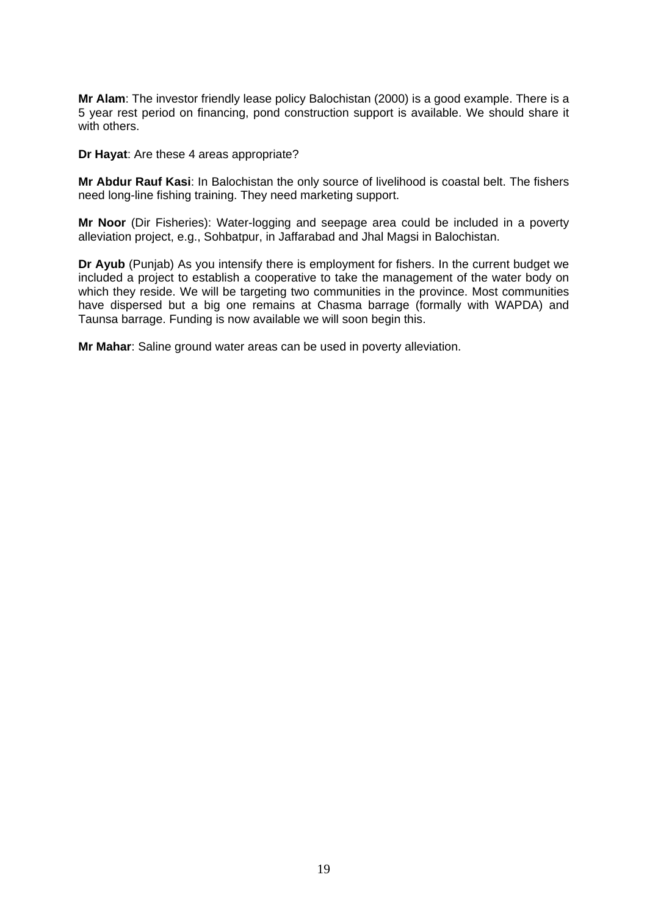**Mr Alam**: The investor friendly lease policy Balochistan (2000) is a good example. There is a 5 year rest period on financing, pond construction support is available. We should share it with others.

**Dr Hayat**: Are these 4 areas appropriate?

**Mr Abdur Rauf Kasi**: In Balochistan the only source of livelihood is coastal belt. The fishers need long-line fishing training. They need marketing support.

**Mr Noor** (Dir Fisheries): Water-logging and seepage area could be included in a poverty alleviation project, e.g., Sohbatpur, in Jaffarabad and Jhal Magsi in Balochistan.

**Dr Ayub** (Punjab) As you intensify there is employment for fishers. In the current budget we included a project to establish a cooperative to take the management of the water body on which they reside. We will be targeting two communities in the province. Most communities have dispersed but a big one remains at Chasma barrage (formally with WAPDA) and Taunsa barrage. Funding is now available we will soon begin this.

**Mr Mahar**: Saline ground water areas can be used in poverty alleviation.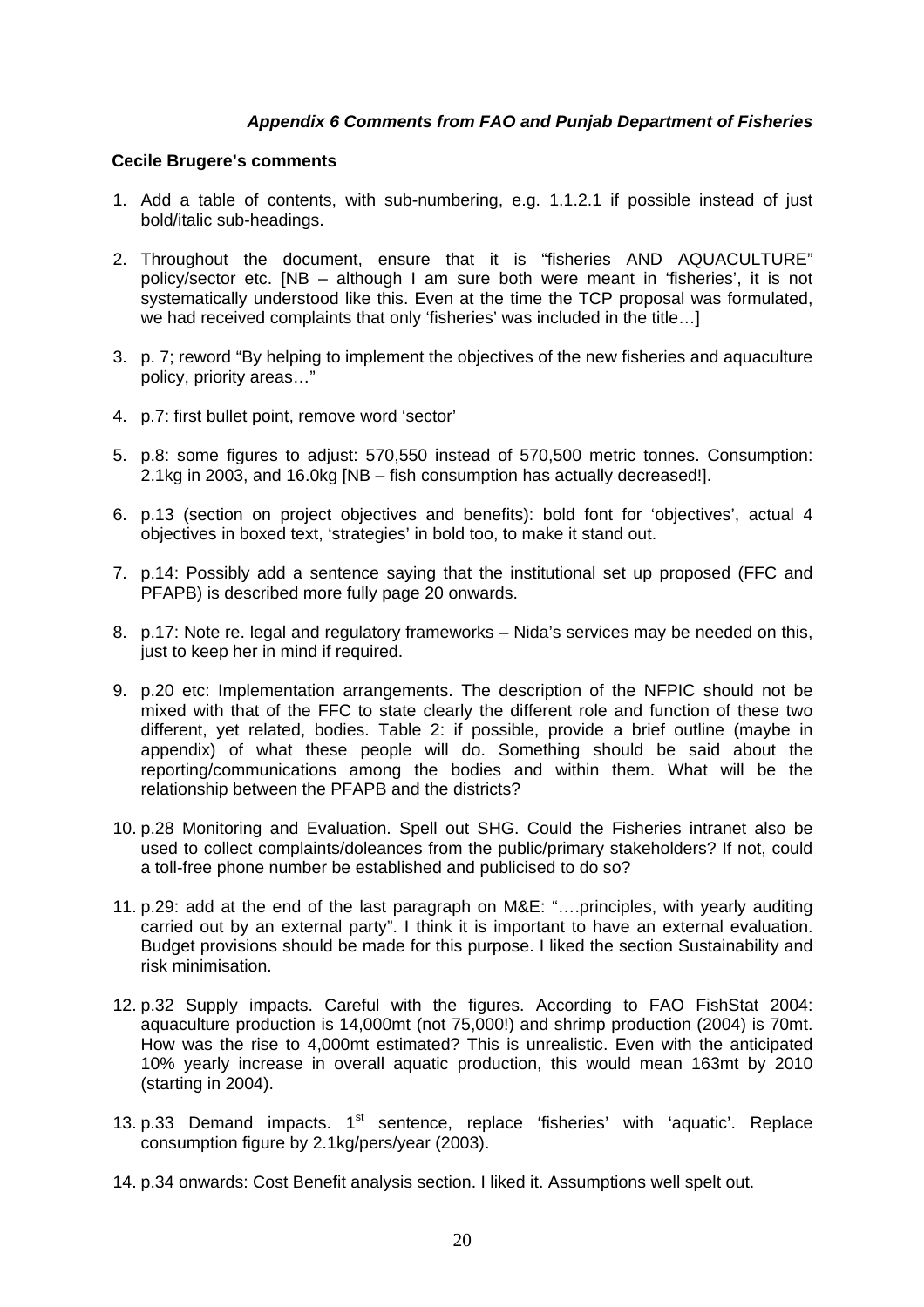### *Appendix 6 Comments from FAO and Punjab Department of Fisheries*

**Cecile Brugere's comments**

1. Add a table of contents, with sub-numbering, e.g. 1.1.2.1 if possible instead of just bold/italic sub-headings.

2. Throughout the document, ensure that it is "fisheries AND AQUACULTURE" policy/sector etc. [NB – although I am sure both were meant in 'fisheries', it is not systematically understood like this. Even at the time the TCP proposal was formulated, we had received complaints that only 'fisheries' was included in the title…]

3. p. 7; reword "By helping to implement the objectives of the new fisheries and aquaculture policy, priority areas…"

4. p.7: first bullet point, remove word 'sector'

5. p.8: some figures to adjust: 570,550 instead of 570,500 metric tonnes. Consumption: 2.1kg in 2003, and 16.0kg [NB – fish consumption has actually decreased!].

6. p.13 (section on project objectives and benefits): bold font for 'objectives', actual 4 objectives in boxed text, 'strategies' in bold too, to make it stand out.

7. p.14: Possibly add a sentence saying that the institutional set up proposed (FFC and PFAPB) is described more fully page 20 onwards.

8. p.17: Note re. legal and regulatory frameworks – Nida's services may be needed on this, just to keep her in mind if required.

9. p.20 etc: Implementation arrangements. The description of the NFPIC should not be mixed with that of the FFC to state clearly the different role and function of these two different, yet related, bodies. Table 2: if possible, provide a brief outline (maybe in appendix) of what these people will do. Something should be said about the reporting/communications among the bodies and within them. What will be the relationship between the PFAPB and the districts?

10. p.28 Monitoring and Evaluation. Spell out SHG. Could the Fisheries intranet also be used to collect complaints/doleances from the public/primary stakeholders? If not, could a toll-free phone number be established and publicised to do so?

11. p.29: add at the end of the last paragraph on M&E: "….principles, with yearly auditing carried out by an external party". I think it is important to have an external evaluation. Budget provisions should be made for this purpose. I liked the section Sustainability and risk minimisation.

12. p.32 Supply impacts. Careful with the figures. According to FAO FishStat 2004: aquaculture production is 14,000mt (not 75,000!) and shrimp production (2004) is 70mt. How was the rise to 4,000mt estimated? This is unrealistic. Even with the anticipated 10% yearly increase in overall aquatic production, this would mean 163mt by 2010 (starting in 2004).

13. p.33 Demand impacts. 1st sentence, replace 'fisheries' with 'aquatic'. Replace consumption figure by 2.1kg/pers/year (2003).

14. p.34 onwards: Cost Benefit analysis section. I liked it. Assumptions well spelt out.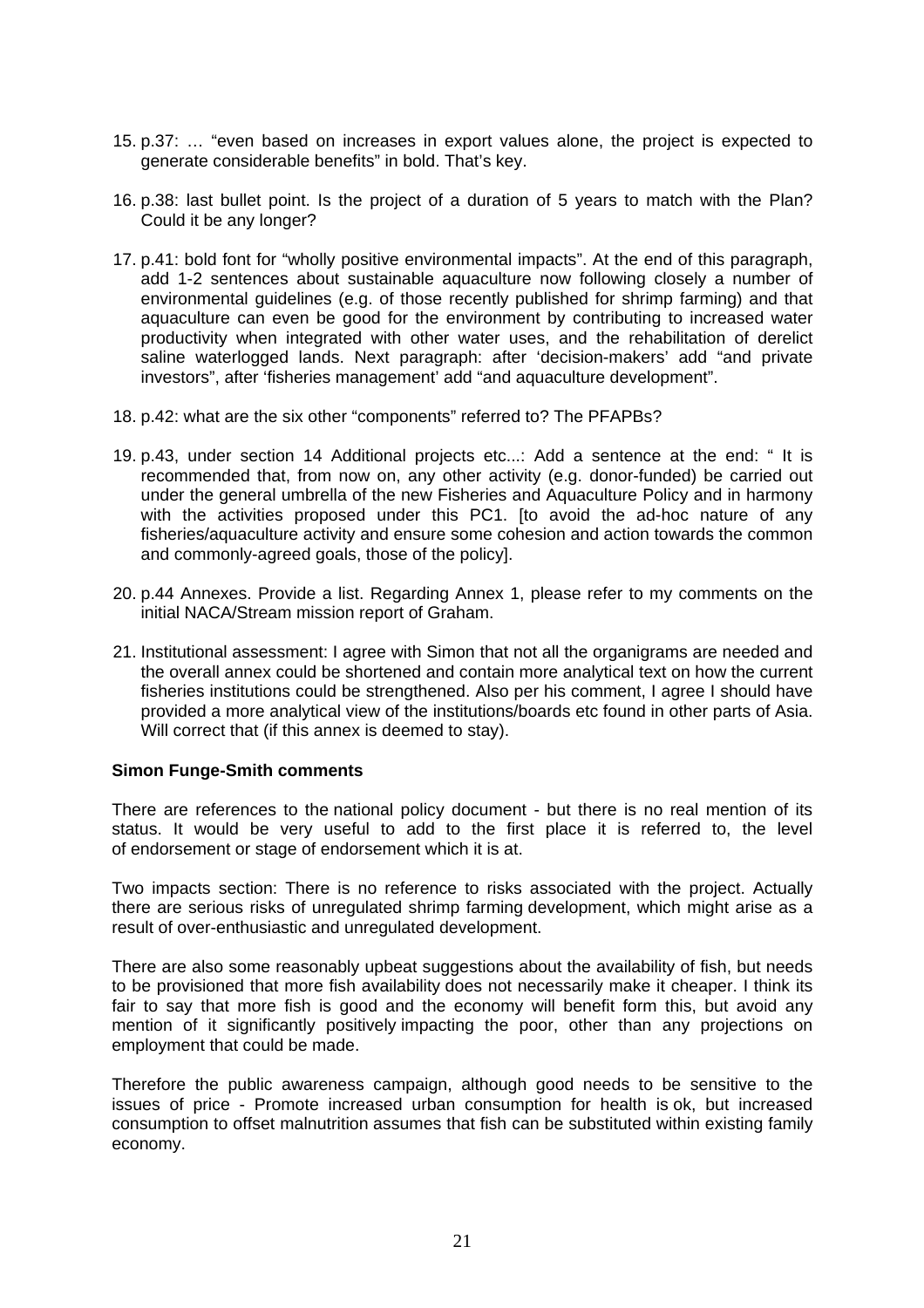15. p.37: … "even based on increases in export values alone, the project is expected to generate considerable benefits" in bold. That's key.

16. p.38: last bullet point. Is the project of a duration of 5 years to match with the Plan? Could it be any longer?

17. p.41: bold font for "wholly positive environmental impacts". At the end of this paragraph, add 1-2 sentences about sustainable aquaculture now following closely a number of environmental guidelines (e.g. of those recently published for shrimp farming) and that aquaculture can even be good for the environment by contributing to increased water productivity when integrated with other water uses, and the rehabilitation of derelict saline waterlogged lands. Next paragraph: after 'decision-makers' add "and private investors", after 'fisheries management' add "and aquaculture development".

18. p.42: what are the six other "components" referred to? The PFAPBs?

19. p.43, under section 14 Additional projects etc...: Add a sentence at the end: " It is recommended that, from now on, any other activity (e.g. donor-funded) be carried out under the general umbrella of the new Fisheries and Aquaculture Policy and in harmony with the activities proposed under this PC1. [to avoid the ad-hoc nature of any fisheries/aquaculture activity and ensure some cohesion and action towards the common and commonly-agreed goals, those of the policy].

20. p.44 Annexes. Provide a list. Regarding Annex 1, please refer to my comments on the initial NACA/Stream mission report of Graham.

21. Institutional assessment: I agree with Simon that not all the organigrams are needed and the overall annex could be shortened and contain more analytical text on how the current fisheries institutions could be strengthened. Also per his comment, I agree I should have provided a more analytical view of the institutions/boards etc found in other parts of Asia. Will correct that (if this annex is deemed to stay).

**Simon Funge-Smith comments**

There are references to the national policy document - but there is no real mention of its status. It would be very useful to add to the first place it is referred to, the level of endorsement or stage of endorsement which it is at.

Two impacts section: There is no reference to risks associated with the project. Actually there are serious risks of unregulated shrimp farming development, which might arise as a result of over-enthusiastic and unregulated development.

There are also some reasonably upbeat suggestions about the availability of fish, but needs to be provisioned that more fish availability does not necessarily make it cheaper. I think its fair to say that more fish is good and the economy will benefit form this, but avoid any mention of it significantly positively impacting the poor, other than any projections on employment that could be made.

Therefore the public awareness campaign, although good needs to be sensitive to the issues of price - Promote increased urban consumption for health is ok, but increased consumption to offset malnutrition assumes that fish can be substituted within existing family economy.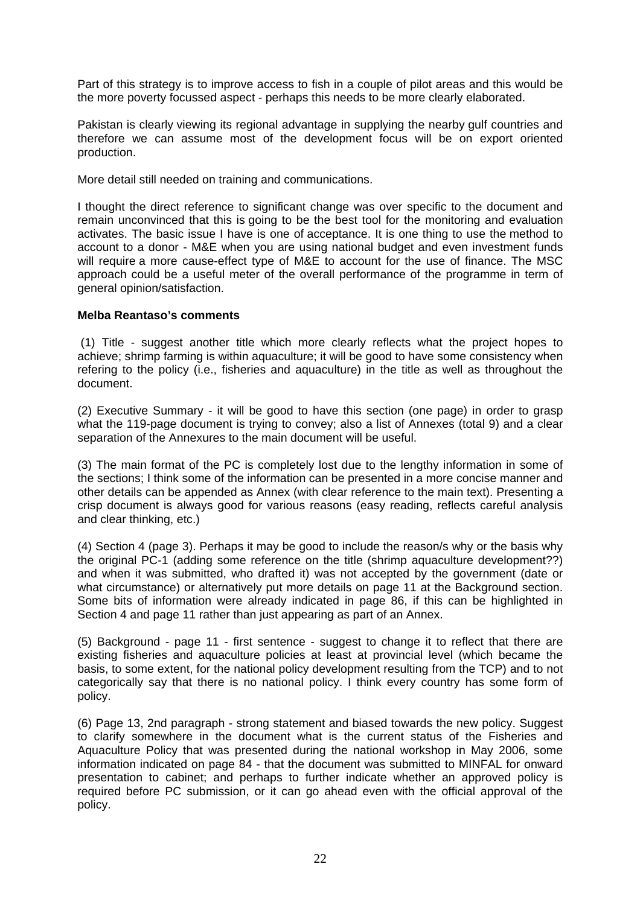Part of this strategy is to improve access to fish in a couple of pilot areas and this would be the more poverty focussed aspect - perhaps this needs to be more clearly elaborated.

Pakistan is clearly viewing its regional advantage in supplying the nearby gulf countries and therefore we can assume most of the development focus will be on export oriented production.

More detail still needed on training and communications.

I thought the direct reference to significant change was over specific to the document and remain unconvinced that this is going to be the best tool for the monitoring and evaluation activates. The basic issue I have is one of acceptance. It is one thing to use the method to account to a donor - M&E when you are using national budget and even investment funds will require a more cause-effect type of M&E to account for the use of finance. The MSC approach could be a useful meter of the overall performance of the programme in term of general opinion/satisfaction.

**Melba Reantaso's comments**

(1) Title - suggest another title which more clearly reflects what the project hopes to achieve; shrimp farming is within aquaculture; it will be good to have some consistency when refering to the policy (i.e., fisheries and aquaculture) in the title as well as throughout the document.

(2) Executive Summary - it will be good to have this section (one page) in order to grasp what the 119-page document is trying to convey; also a list of Annexes (total 9) and a clear separation of the Annexures to the main document will be useful.

(3) The main format of the PC is completely lost due to the lengthy information in some of the sections; I think some of the information can be presented in a more concise manner and other details can be appended as Annex (with clear reference to the main text). Presenting a crisp document is always good for various reasons (easy reading, reflects careful analysis and clear thinking, etc.)

(4) Section 4 (page 3). Perhaps it may be good to include the reason/s why or the basis why the original PC-1 (adding some reference on the title (shrimp aquaculture development??) and when it was submitted, who drafted it) was not accepted by the government (date or what circumstance) or alternatively put more details on page 11 at the Background section. Some bits of information were already indicated in page 86, if this can be highlighted in Section 4 and page 11 rather than just appearing as part of an Annex.

(5) Background - page 11 - first sentence - suggest to change it to reflect that there are existing fisheries and aquaculture policies at least at provincial level (which became the basis, to some extent, for the national policy development resulting from the TCP) and to not categorically say that there is no national policy. I think every country has some form of policy.

(6) Page 13, 2nd paragraph - strong statement and biased towards the new policy. Suggest to clarify somewhere in the document what is the current status of the Fisheries and Aquaculture Policy that was presented during the national workshop in May 2006, some information indicated on page 84 - that the document was submitted to MINFAL for onward presentation to cabinet; and perhaps to further indicate whether an approved policy is required before PC submission, or it can go ahead even with the official approval of the policy.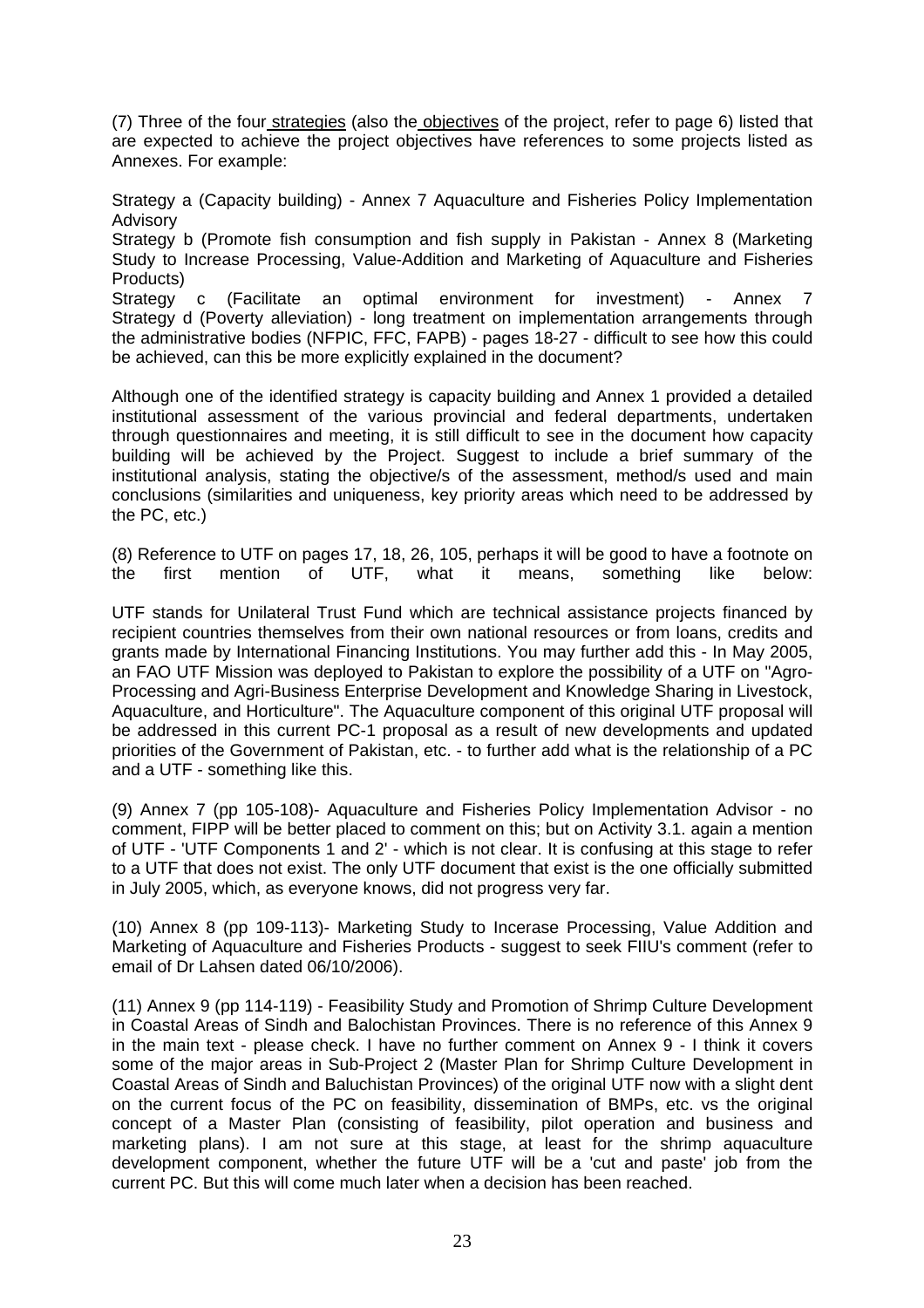(7) Three of the four strategies (also the objectives of the project, refer to page 6) listed that are expected to achieve the project objectives have references to some projects listed as Annexes. For example:

Strategy a (Capacity building) - Annex 7 Aquaculture and Fisheries Policy Implementation Advisory
Strategy b (Promote fish consumption and fish supply in Pakistan - Annex 8 (Marketing Study to Increase Processing, Value-Addition and Marketing of Aquaculture and Fisheries Products)
Strategy c (Facilitate an optimal environment for investment) - Annex 7
Strategy d (Poverty alleviation) - long treatment on implementation arrangements through the administrative bodies (NFPIC, FFC, FAPB) - pages 18-27 - difficult to see how this could be achieved, can this be more explicitly explained in the document?

Although one of the identified strategy is capacity building and Annex 1 provided a detailed institutional assessment of the various provincial and federal departments, undertaken through questionnaires and meeting, it is still difficult to see in the document how capacity building will be achieved by the Project. Suggest to include a brief summary of the institutional analysis, stating the objective/s of the assessment, method/s used and main conclusions (similarities and uniqueness, key priority areas which need to be addressed by the PC, etc.)

(8) Reference to UTF on pages 17, 18, 26, 105, perhaps it will be good to have a footnote on the first mention of UTF, what it means, something like below:

UTF stands for Unilateral Trust Fund which are technical assistance projects financed by recipient countries themselves from their own national resources or from loans, credits and grants made by International Financing Institutions. You may further add this - In May 2005, an FAO UTF Mission was deployed to Pakistan to explore the possibility of a UTF on "Agro-Processing and Agri-Business Enterprise Development and Knowledge Sharing in Livestock, Aquaculture, and Horticulture". The Aquaculture component of this original UTF proposal will be addressed in this current PC-1 proposal as a result of new developments and updated priorities of the Government of Pakistan, etc. - to further add what is the relationship of a PC and a UTF - something like this.

(9) Annex 7 (pp 105-108)- Aquaculture and Fisheries Policy Implementation Advisor - no comment, FIPP will be better placed to comment on this; but on Activity 3.1. again a mention of UTF - 'UTF Components 1 and 2' - which is not clear. It is confusing at this stage to refer to a UTF that does not exist. The only UTF document that exist is the one officially submitted in July 2005, which, as everyone knows, did not progress very far.

(10) Annex 8 (pp 109-113)- Marketing Study to Incerase Processing, Value Addition and Marketing of Aquaculture and Fisheries Products - suggest to seek FIIU's comment (refer to email of Dr Lahsen dated 06/10/2006).

(11) Annex 9 (pp 114-119) - Feasibility Study and Promotion of Shrimp Culture Development in Coastal Areas of Sindh and Balochistan Provinces. There is no reference of this Annex 9 in the main text - please check. I have no further comment on Annex 9 - I think it covers some of the major areas in Sub-Project 2 (Master Plan for Shrimp Culture Development in Coastal Areas of Sindh and Baluchistan Provinces) of the original UTF now with a slight dent on the current focus of the PC on feasibility, dissemination of BMPs, etc. vs the original concept of a Master Plan (consisting of feasibility, pilot operation and business and marketing plans). I am not sure at this stage, at least for the shrimp aquaculture development component, whether the future UTF will be a 'cut and paste' job from the current PC. But this will come much later when a decision has been reached.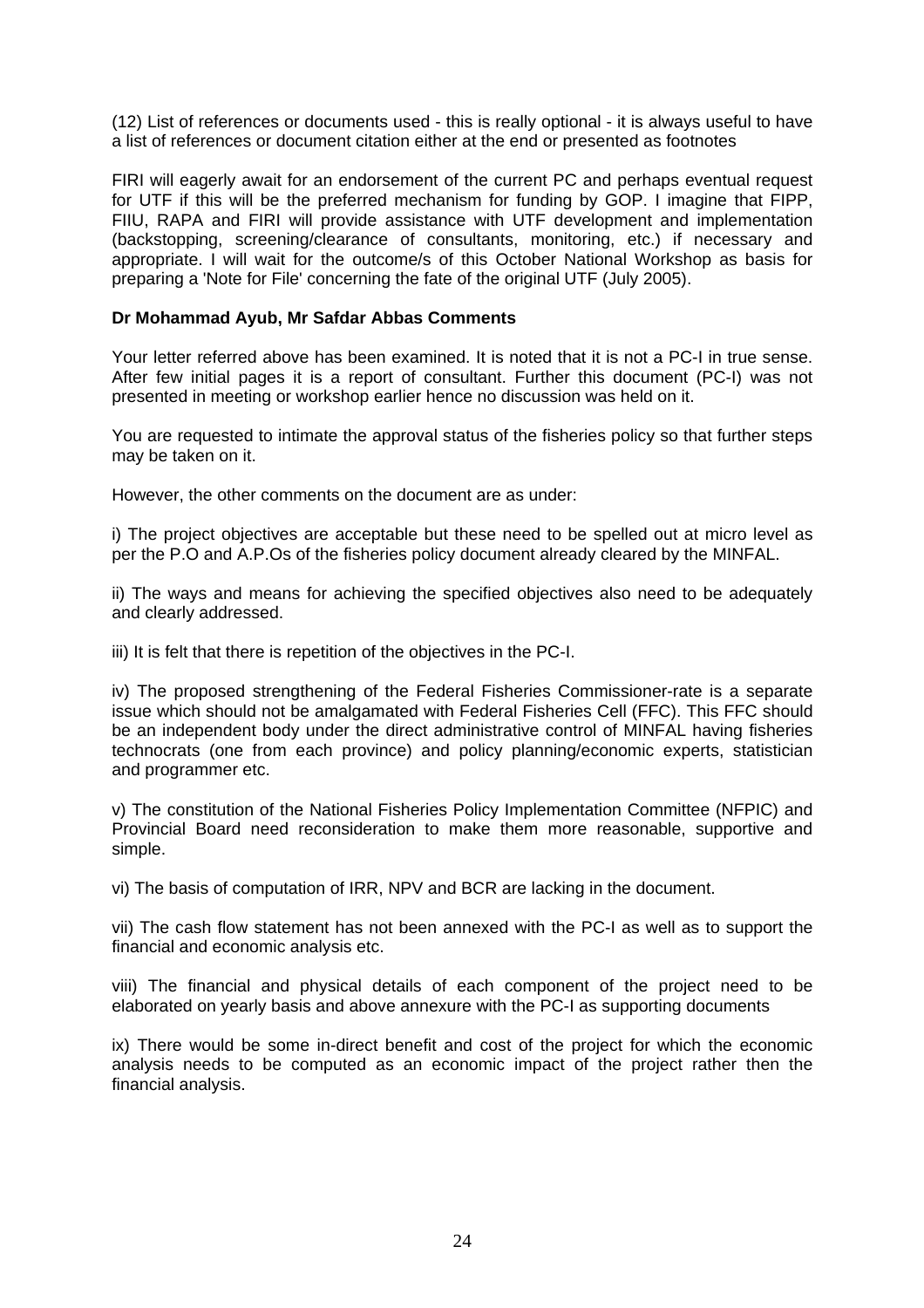(12) List of references or documents used - this is really optional - it is always useful to have a list of references or document citation either at the end or presented as footnotes

FIRI will eagerly await for an endorsement of the current PC and perhaps eventual request for UTF if this will be the preferred mechanism for funding by GOP. I imagine that FIPP, FIIU, RAPA and FIRI will provide assistance with UTF development and implementation (backstopping, screening/clearance of consultants, monitoring, etc.) if necessary and appropriate. I will wait for the outcome/s of this October National Workshop as basis for preparing a 'Note for File' concerning the fate of the original UTF (July 2005).

**Dr Mohammad Ayub, Mr Safdar Abbas Comments**

Your letter referred above has been examined. It is noted that it is not a PC-I in true sense. After few initial pages it is a report of consultant. Further this document (PC-I) was not presented in meeting or workshop earlier hence no discussion was held on it.

You are requested to intimate the approval status of the fisheries policy so that further steps may be taken on it.

However, the other comments on the document are as under:

i) The project objectives are acceptable but these need to be spelled out at micro level as per the P.O and A.P.Os of the fisheries policy document already cleared by the MINFAL.

ii) The ways and means for achieving the specified objectives also need to be adequately and clearly addressed.

iii) It is felt that there is repetition of the objectives in the PC-I.

iv) The proposed strengthening of the Federal Fisheries Commissioner-rate is a separate issue which should not be amalgamated with Federal Fisheries Cell (FFC). This FFC should be an independent body under the direct administrative control of MINFAL having fisheries technocrats (one from each province) and policy planning/economic experts, statistician and programmer etc.

v) The constitution of the National Fisheries Policy Implementation Committee (NFPIC) and Provincial Board need reconsideration to make them more reasonable, supportive and simple.

vi) The basis of computation of IRR, NPV and BCR are lacking in the document.

vii) The cash flow statement has not been annexed with the PC-I as well as to support the financial and economic analysis etc.

viii) The financial and physical details of each component of the project need to be elaborated on yearly basis and above annexure with the PC-I as supporting documents

ix) There would be some in-direct benefit and cost of the project for which the economic analysis needs to be computed as an economic impact of the project rather then the financial analysis.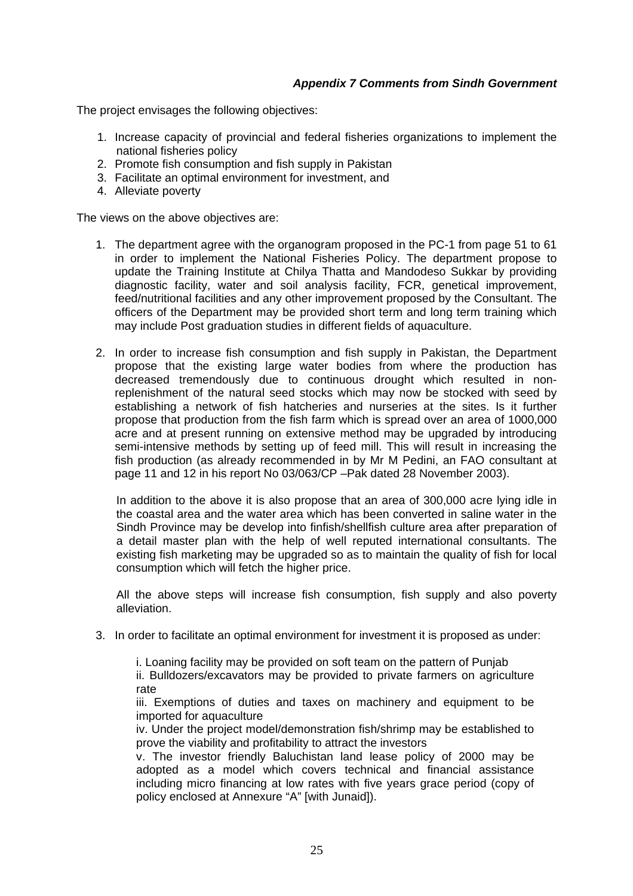*Appendix 7 Comments from Sindh Government*

The project envisages the following objectives:

1. Increase capacity of provincial and federal fisheries organizations to implement the national fisheries policy
2. Promote fish consumption and fish supply in Pakistan
3. Facilitate an optimal environment for investment, and
4. Alleviate poverty

The views on the above objectives are:

1. The department agree with the organogram proposed in the PC-1 from page 51 to 61 in order to implement the National Fisheries Policy. The department propose to update the Training Institute at Chilya Thatta and Mandodeso Sukkar by providing diagnostic facility, water and soil analysis facility, FCR, genetical improvement, feed/nutritional facilities and any other improvement proposed by the Consultant. The officers of the Department may be provided short term and long term training which may include Post graduation studies in different fields of aquaculture.

2. In order to increase fish consumption and fish supply in Pakistan, the Department propose that the existing large water bodies from where the production has decreased tremendously due to continuous drought which resulted in non-replenishment of the natural seed stocks which may now be stocked with seed by establishing a network of fish hatcheries and nurseries at the sites. Is it further propose that production from the fish farm which is spread over an area of 1000,000 acre and at present running on extensive method may be upgraded by introducing semi-intensive methods by setting up of feed mill. This will result in increasing the fish production (as already recommended in by Mr M Pedini, an FAO consultant at page 11 and 12 in his report No 03/063/CP –Pak dated 28 November 2003).

   In addition to the above it is also propose that an area of 300,000 acre lying idle in the coastal area and the water area which has been converted in saline water in the Sindh Province may be develop into finfish/shellfish culture area after preparation of a detail master plan with the help of well reputed international consultants. The existing fish marketing may be upgraded so as to maintain the quality of fish for local consumption which will fetch the higher price.

   All the above steps will increase fish consumption, fish supply and also poverty alleviation.

3. In order to facilitate an optimal environment for investment it is proposed as under:

   i. Loaning facility may be provided on soft team on the pattern of Punjab

   ii. Bulldozers/excavators may be provided to private farmers on agriculture rate

   iii. Exemptions of duties and taxes on machinery and equipment to be imported for aquaculture

   iv. Under the project model/demonstration fish/shrimp may be established to prove the viability and profitability to attract the investors

   v. The investor friendly Baluchistan land lease policy of 2000 may be adopted as a model which covers technical and financial assistance including micro financing at low rates with five years grace period (copy of policy enclosed at Annexure "A" [with Junaid]).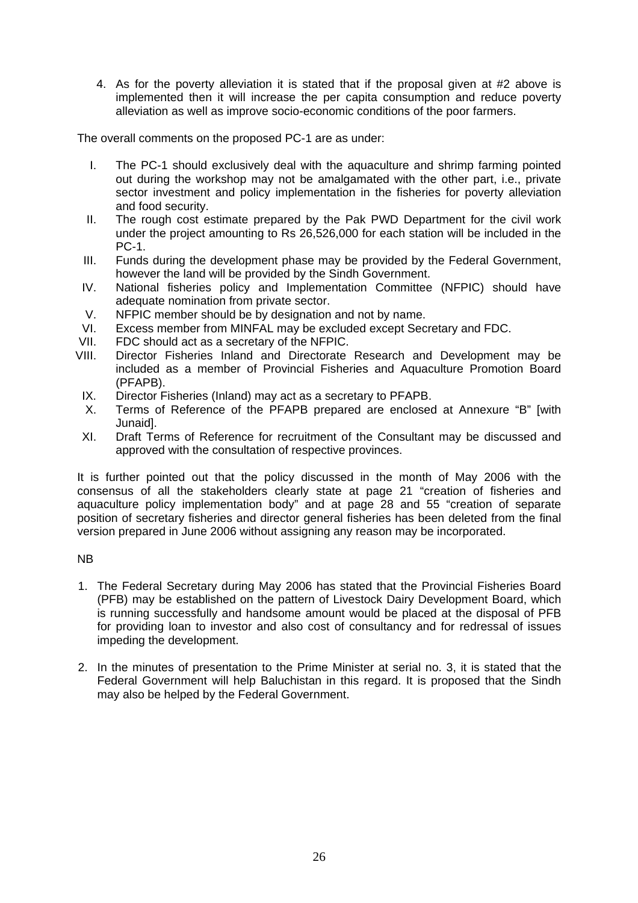4. As for the poverty alleviation it is stated that if the proposal given at #2 above is implemented then it will increase the per capita consumption and reduce poverty alleviation as well as improve socio-economic conditions of the poor farmers.

The overall comments on the proposed PC-1 are as under:

I. The PC-1 should exclusively deal with the aquaculture and shrimp farming pointed out during the workshop may not be amalgamated with the other part, i.e., private sector investment and policy implementation in the fisheries for poverty alleviation and food security.
II. The rough cost estimate prepared by the Pak PWD Department for the civil work under the project amounting to Rs 26,526,000 for each station will be included in the PC-1.
III. Funds during the development phase may be provided by the Federal Government, however the land will be provided by the Sindh Government.
IV. National fisheries policy and Implementation Committee (NFPIC) should have adequate nomination from private sector.
V. NFPIC member should be by designation and not by name.
VI. Excess member from MINFAL may be excluded except Secretary and FDC.
VII. FDC should act as a secretary of the NFPIC.
VIII. Director Fisheries Inland and Directorate Research and Development may be included as a member of Provincial Fisheries and Aquaculture Promotion Board (PFAPB).
IX. Director Fisheries (Inland) may act as a secretary to PFAPB.
X. Terms of Reference of the PFAPB prepared are enclosed at Annexure "B" [with Junaid].
XI. Draft Terms of Reference for recruitment of the Consultant may be discussed and approved with the consultation of respective provinces.

It is further pointed out that the policy discussed in the month of May 2006 with the consensus of all the stakeholders clearly state at page 21 "creation of fisheries and aquaculture policy implementation body" and at page 28 and 55 "creation of separate position of secretary fisheries and director general fisheries has been deleted from the final version prepared in June 2006 without assigning any reason may be incorporated.

NB

1. The Federal Secretary during May 2006 has stated that the Provincial Fisheries Board (PFB) may be established on the pattern of Livestock Dairy Development Board, which is running successfully and handsome amount would be placed at the disposal of PFB for providing loan to investor and also cost of consultancy and for redressal of issues impeding the development.

2. In the minutes of presentation to the Prime Minister at serial no. 3, it is stated that the Federal Government will help Baluchistan in this regard. It is proposed that the Sindh may also be helped by the Federal Government.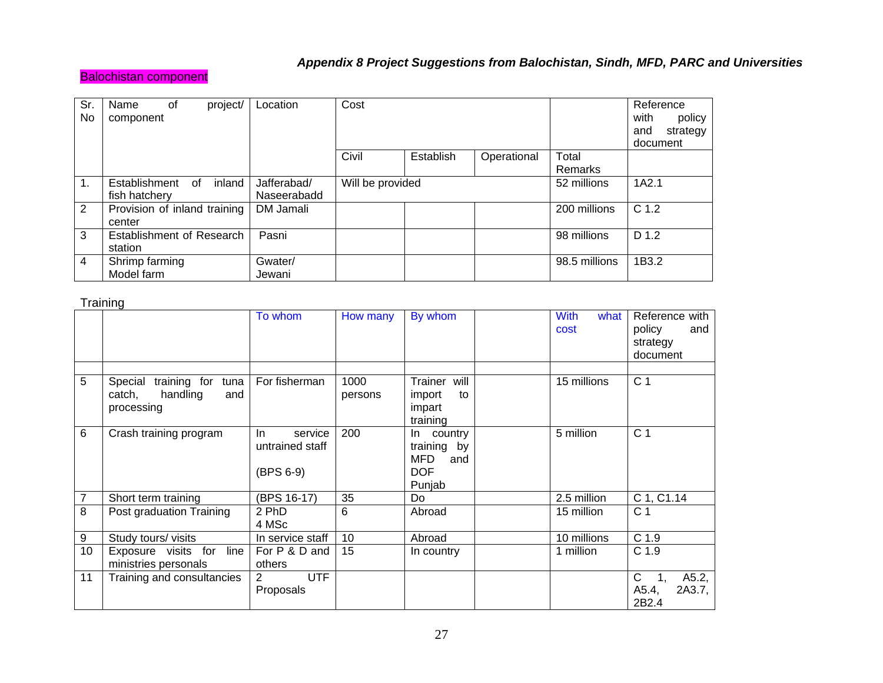***Appendix 8 Project Suggestions from Balochistan, Sindh, MFD, PARC and Universities***

Balochistan component

| Sr. No | Name of project/ component | Location | Cost | | | | Reference with policy and strategy document |
|---|---|---|---|---|---|---|---|
| | | | Civil | Establish | Operational | Total Remarks | |
| 1. | Establishment of inland fish hatchery | Jafferabad/ Naseerabadd | Will be provided | | | 52 millions | 1A2.1 |
| 2 | Provision of inland training center | DM Jamali | | | | 200 millions | C 1.2 |
| 3 | Establishment of Research station | Pasni | | | | 98 millions | D 1.2 |
| 4 | Shrimp farming Model farm | Gwater/ Jewani | | | | 98.5 millions | 1B3.2 |

Training

| | | To whom | How many | By whom | | With what cost | Reference with policy and strategy document |
|---|---|---|---|---|---|---|---|
| | | | | | | | |
| 5 | Special training for tuna catch, handling and processing | For fisherman | 1000 persons | Trainer will import to impart training | | 15 millions | C 1 |
| 6 | Crash training program | In service untrained staff (BPS 6-9) | 200 | In country training by MFD and DOF Punjab | | 5 million | C 1 |
| 7 | Short term training | (BPS 16-17) | 35 | Do | | 2.5 million | C 1, C1.14 |
| 8 | Post graduation Training | 2 PhD 4 MSc | 6 | Abroad | | 15 million | C 1 |
| 9 | Study tours/ visits | In service staff | 10 | Abroad | | 10 millions | C 1.9 |
| 10 | Exposure visits for line ministries personals | For P & D and others | 15 | In country | | 1 million | C 1.9 |
| 11 | Training and consultancies | 2 UTF Proposals | | | | | C 1, A5.2, A5.4, 2A3.7, 2B2.4 |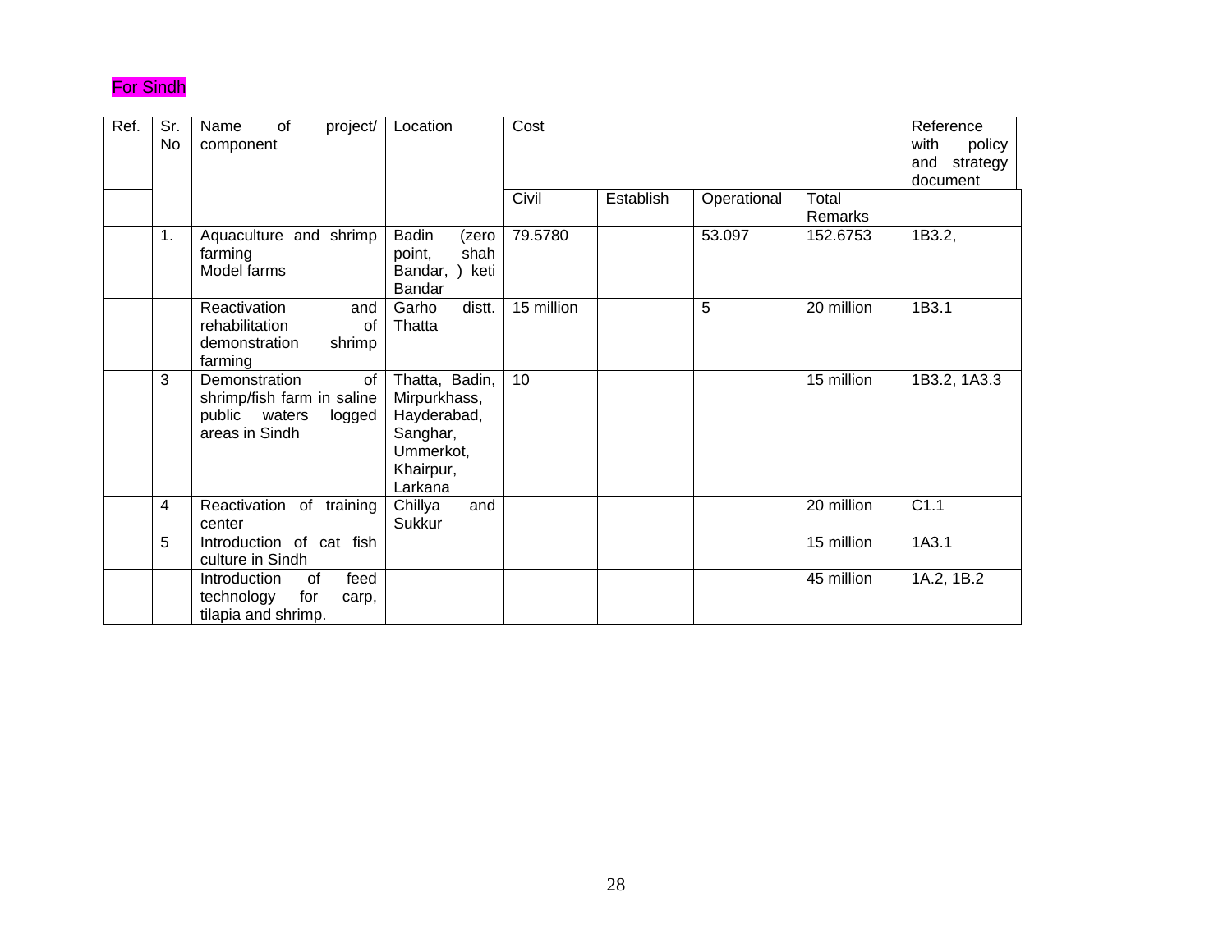For Sindh

| Ref. | Sr. No | Name of project/ component | Location | Cost | | | | Reference with policy and strategy document |
|---|---|---|---|---|---|---|---|---|
| | | | | Civil | Establish | Operational | Total Remarks | |
| | 1. | Aquaculture and shrimp farming Model farms | Badin (zero point, shah Bandar, ) keti Bandar | 79.5780 | | 53.097 | 152.6753 | 1B3.2, |
| | | Reactivation and rehabilitation of demonstration shrimp farming | Garho distt. Thatta | 15 million | | 5 | 20 million | 1B3.1 |
| | 3 | Demonstration of shrimp/fish farm in saline public waters logged areas in Sindh | Thatta, Badin, Mirpurkhass, Hayderabad, Sanghar, Ummerkot, Khairpur, Larkana | 10 | | | 15 million | 1B3.2, 1A3.3 |
| | 4 | Reactivation of training center | Chillya and Sukkur | | | | 20 million | C1.1 |
| | 5 | Introduction of cat fish culture in Sindh | | | | | 15 million | 1A3.1 |
| | | Introduction of feed technology for carp, tilapia and shrimp. | | | | | 45 million | 1A.2, 1B.2 |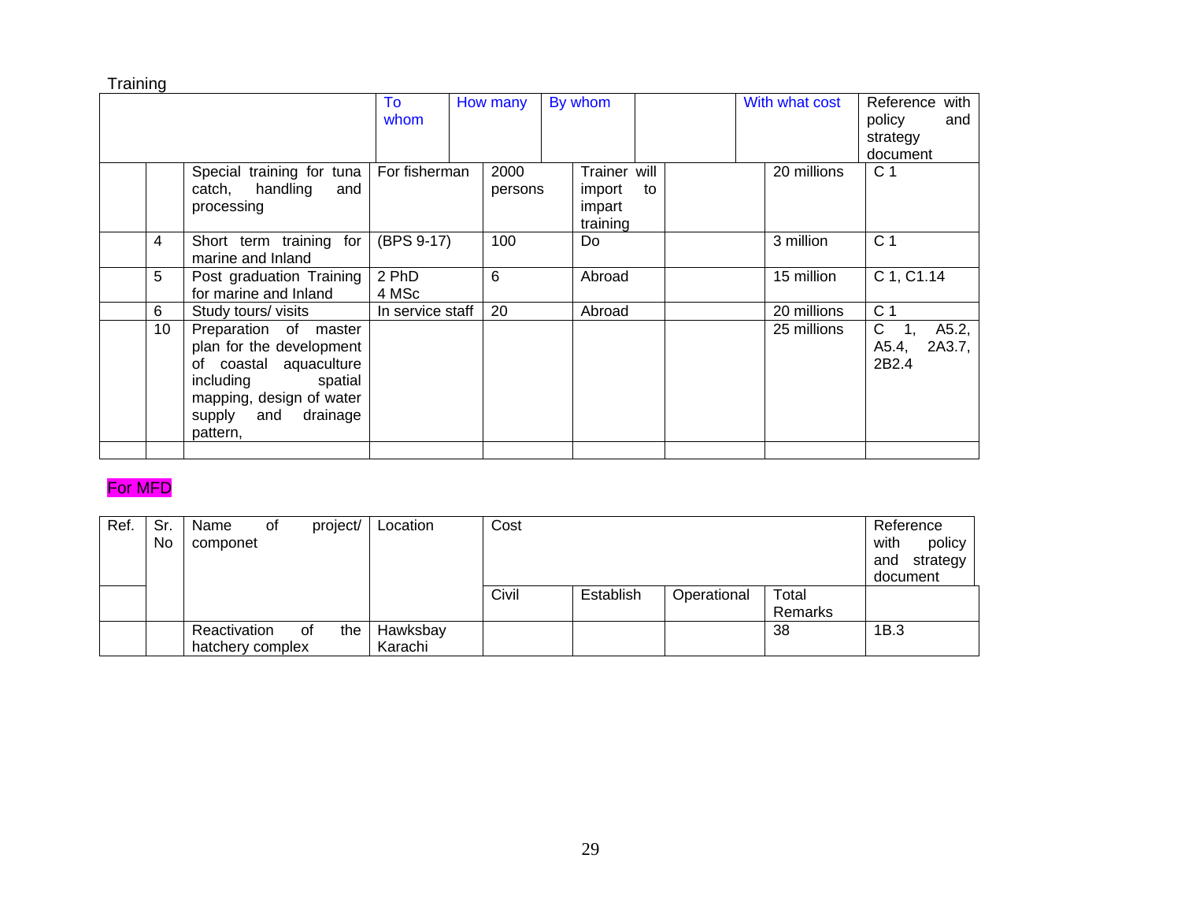Training

| | | | To whom | How many | By whom | | With what cost | Reference with policy and strategy document |
|---|---|---|---|---|---|---|---|---|
| | | Special training for tuna catch, handling and processing | For fisherman | 2000 persons | Trainer will import to impart training | | 20 millions | C 1 |
| | 4 | Short term training for marine and Inland | (BPS 9-17) | 100 | Do | | 3 million | C 1 |
| | 5 | Post graduation Training for marine and Inland | 2 PhD<br>4 MSc | 6 | Abroad | | 15 million | C 1, C1.14 |
| | 6 | Study tours/ visits | In service staff | 20 | Abroad | | 20 millions | C 1 |
| | 10 | Preparation of master plan for the development of coastal aquaculture including spatial mapping, design of water supply and drainage pattern, | | | | | 25 millions | C 1, A5.2, A5.4, 2A3.7, 2B2.4 |
| | | | | | | | | |

For MFD

| Ref. | Sr. No | Name of project/ componet | Location | Cost | | | | Reference with policy and strategy document |
|---|---|---|---|---|---|---|---|---|
| | | | | Civil | Establish | Operational | Total Remarks | |
| | | Reactivation of the hatchery complex | Hawksbay Karachi | | | | 38 | 1B.3 |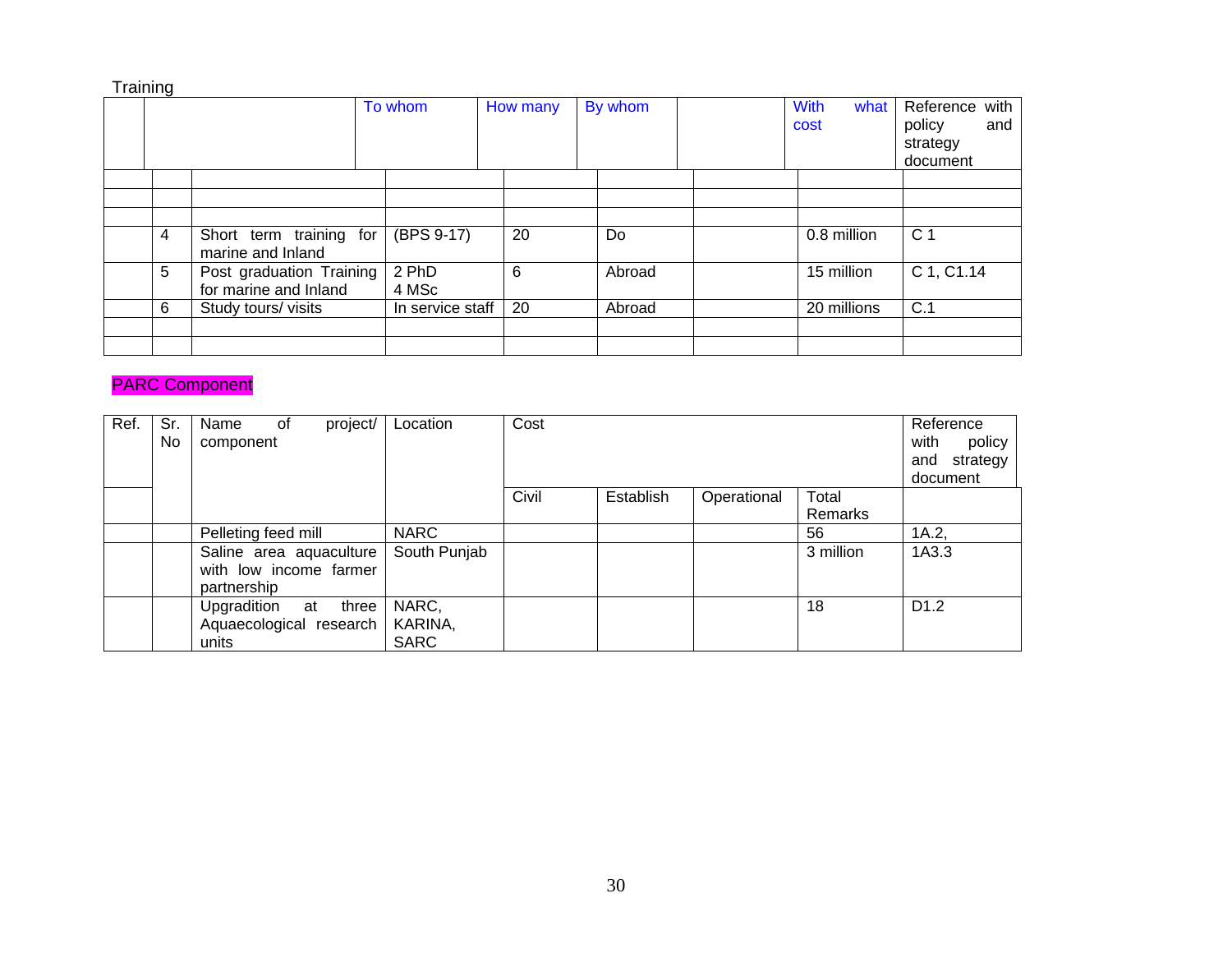Training

| | | | To whom | How many | By whom | | With what cost | Reference with policy and strategy document |
|---|---|---|---|---|---|---|---|---|
| | | | | | | | | |
| | | | | | | | | |
| | | | | | | | | |
| | 4 | Short term training for marine and Inland | (BPS 9-17) | 20 | Do | | 0.8 million | C 1 |
| | 5 | Post graduation Training for marine and Inland | 2 PhD<br>4 MSc | 6 | Abroad | | 15 million | C 1, C1.14 |
| | 6 | Study tours/ visits | In service staff | 20 | Abroad | | 20 millions | C.1 |
| | | | | | | | | |
| | | | | | | | | |

PARC Component

| Ref. | Sr. No | Name of project/ component | Location | Cost | | | | Reference with policy and strategy document |
|---|---|---|---|---|---|---|---|---|
| | | | | Civil | Establish | Operational | Total Remarks | |
| | | Pelleting feed mill | NARC | | | | 56 | 1A.2, |
| | | Saline area aquaculture with low income farmer partnership | South Punjab | | | | 3 million | 1A3.3 |
| | | Upgradition at three Aquaecological research units | NARC, KARINA, SARC | | | | 18 | D1.2 |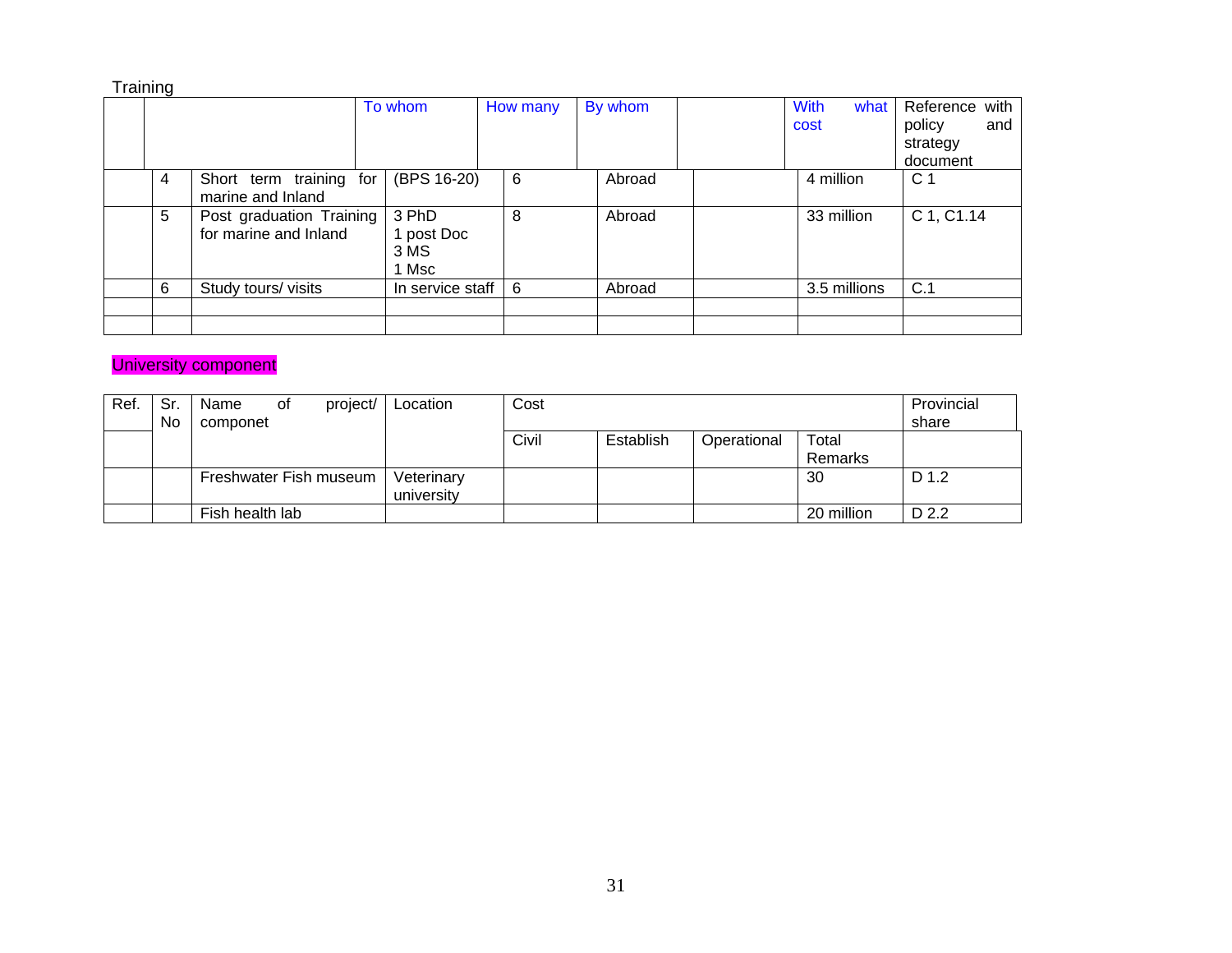Training

| | | | To whom | How many | By whom | | With what cost | Reference with policy and strategy document |
|---|---|---|---|---|---|---|---|---|
| | 4 | Short term training for marine and Inland | (BPS 16-20) | 6 | Abroad | | 4 million | C 1 |
| | 5 | Post graduation Training for marine and Inland | 3 PhD<br>1 post Doc<br>3 MS<br>1 Msc | 8 | Abroad | | 33 million | C 1, C1.14 |
| | 6 | Study tours/ visits | In service staff | 6 | Abroad | | 3.5 millions | C.1 |
| | | | | | | | | |
| | | | | | | | | |

University component

| Ref. | Sr. No | Name of project/ componet | Location | Cost | | | | Provincial share |
|---|---|---|---|---|---|---|---|---|
| | | | | Civil | Establish | Operational | Total Remarks | |
| | | Freshwater Fish museum | Veterinary university | | | | 30 | D 1.2 |
| | | Fish health lab | | | | | 20 million | D 2.2 |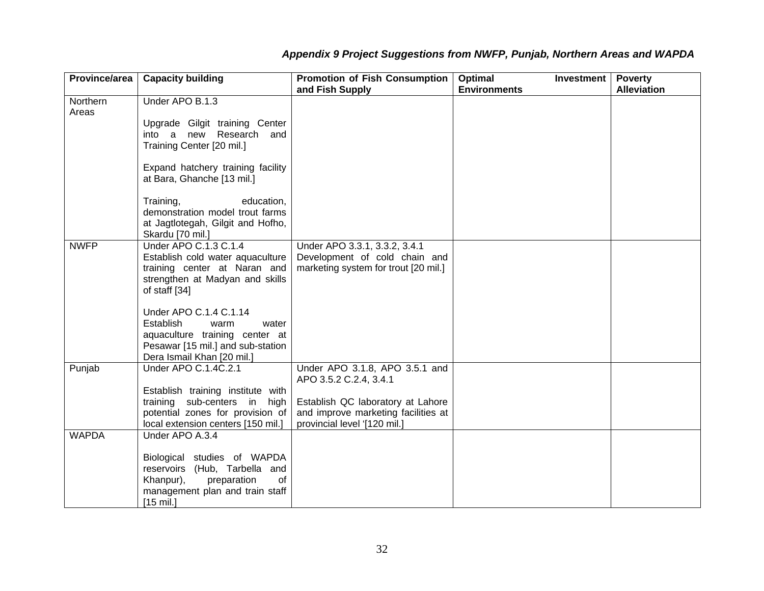*Appendix 9 Project Suggestions from NWFP, Punjab, Northern Areas and WAPDA*

| Province/area | Capacity building | Promotion of Fish Consumption and Fish Supply | Optimal Investment Environments | Poverty Alleviation |
|---|---|---|---|---|
| Northern Areas | Under APO B.1.3<br><br>Upgrade Gilgit training Center into a new Research and Training Center [20 mil.]<br><br>Expand hatchery training facility at Bara, Ghanche [13 mil.]<br><br>Training, education, demonstration model trout farms at Jagtlotegah, Gilgit and Hofho, Skardu [70 mil.] | | | |
| NWFP | Under APO C.1.3 C.1.4<br>Establish cold water aquaculture training center at Naran and strengthen at Madyan and skills of staff [34]<br><br>Under APO C.1.4 C.1.14<br>Establish warm water aquaculture training center at Pesawar [15 mil.] and sub-station Dera Ismail Khan [20 mil.] | Under APO 3.3.1, 3.3.2, 3.4.1<br>Development of cold chain and marketing system for trout [20 mil.] | | |
| Punjab | Under APO C.1.4C.2.1<br><br>Establish training institute with training sub-centers in high potential zones for provision of local extension centers [150 mil.] | Under APO 3.1.8, APO 3.5.1 and APO 3.5.2 C.2.4, 3.4.1<br><br>Establish QC laboratory at Lahore and improve marketing facilities at provincial level '[120 mil.] | | |
| WAPDA | Under APO A.3.4<br><br>Biological studies of WAPDA reservoirs (Hub, Tarbella and Khanpur), preparation of management plan and train staff [15 mil.] | | | |